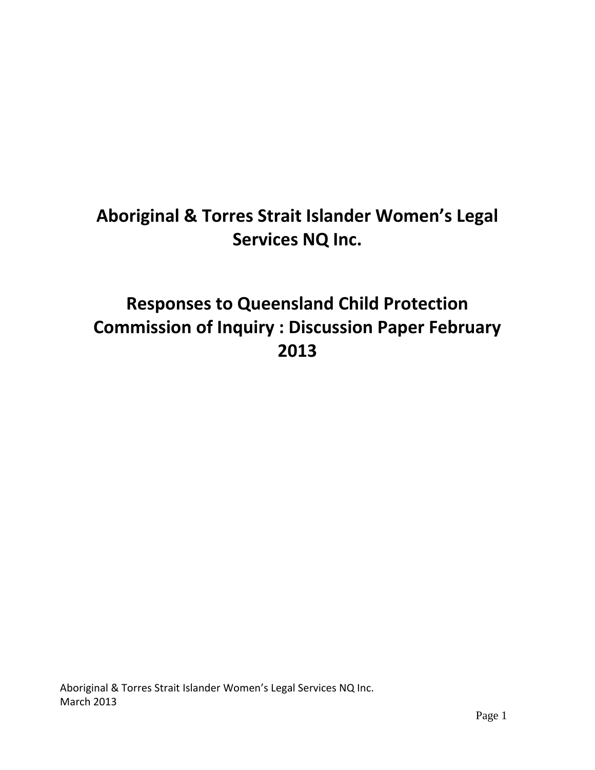# Aboriginal & Torres Strait Islander Women's Legal Services NQ Inc.

# Responses to Queensland Child Protection Commission of Inquiry : Discussion Paper February 2013

Aboriginal & Torres Strait Islander Women's Legal Services NQ Inc.
March 2013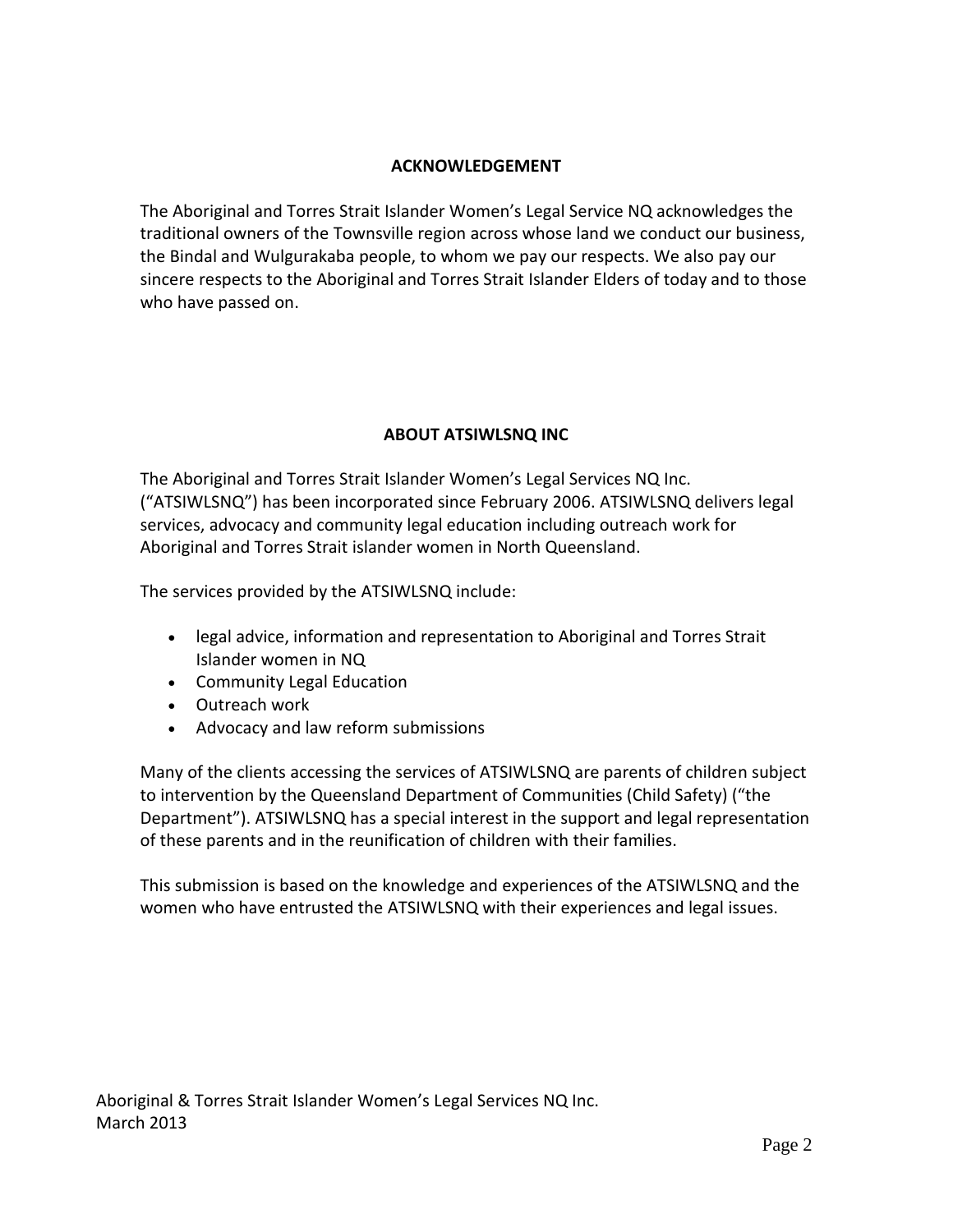## ACKNOWLEDGEMENT

The Aboriginal and Torres Strait Islander Women's Legal Service NQ acknowledges the traditional owners of the Townsville region across whose land we conduct our business, the Bindal and Wulgurakaba people, to whom we pay our respects. We also pay our sincere respects to the Aboriginal and Torres Strait Islander Elders of today and to those who have passed on.

## ABOUT ATSIWLSNQ INC

The Aboriginal and Torres Strait Islander Women's Legal Services NQ Inc. ("ATSIWLSNQ") has been incorporated since February 2006. ATSIWLSNQ delivers legal services, advocacy and community legal education including outreach work for Aboriginal and Torres Strait islander women in North Queensland.

The services provided by the ATSIWLSNQ include:

- legal advice, information and representation to Aboriginal and Torres Strait Islander women in NQ
- Community Legal Education
- Outreach work
- Advocacy and law reform submissions

Many of the clients accessing the services of ATSIWLSNQ are parents of children subject to intervention by the Queensland Department of Communities (Child Safety) ("the Department"). ATSIWLSNQ has a special interest in the support and legal representation of these parents and in the reunification of children with their families.

This submission is based on the knowledge and experiences of the ATSIWLSNQ and the women who have entrusted the ATSIWLSNQ with their experiences and legal issues.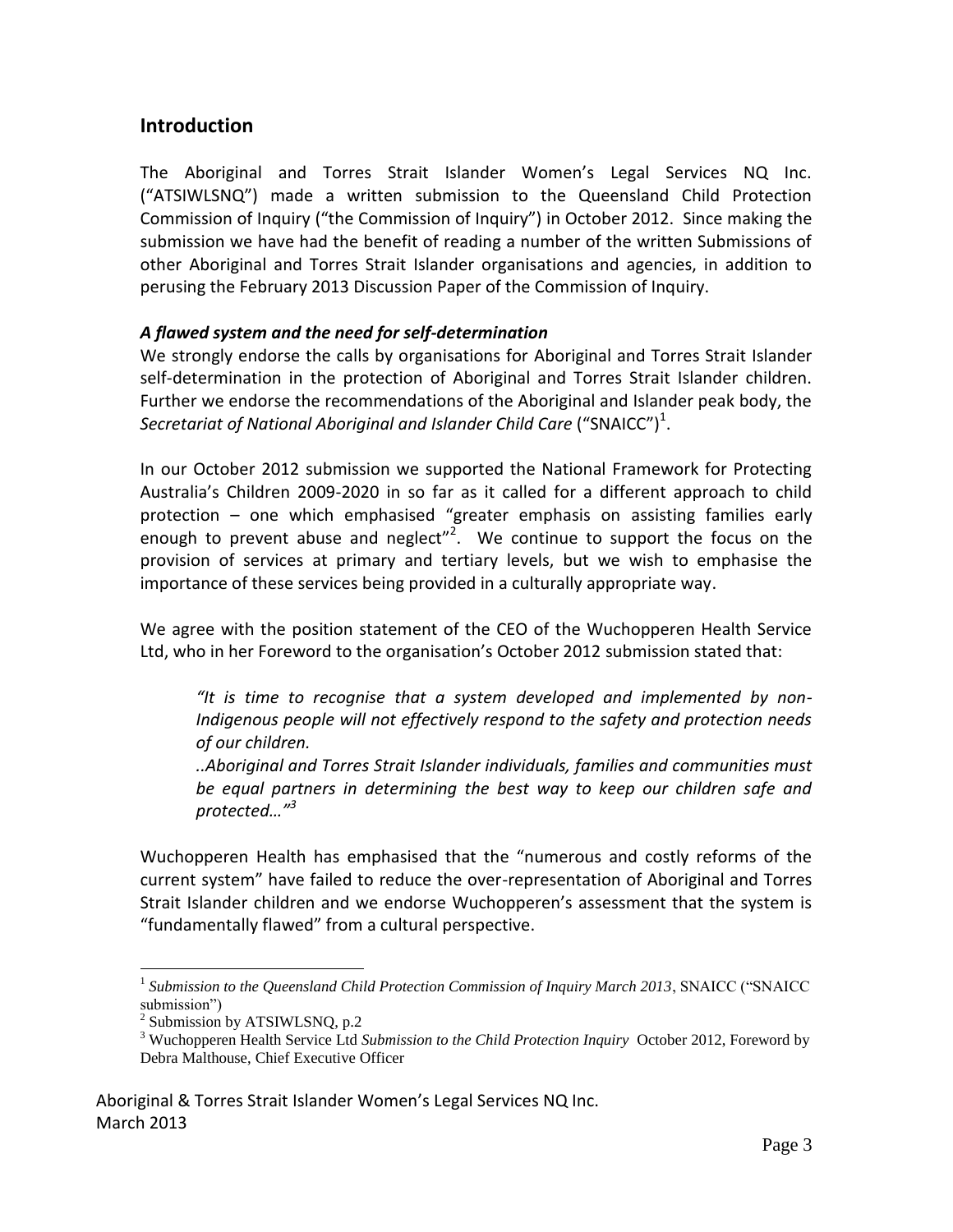## Introduction

The Aboriginal and Torres Strait Islander Women's Legal Services NQ Inc. ("ATSIWLSNQ") made a written submission to the Queensland Child Protection Commission of Inquiry ("the Commission of Inquiry") in October 2012. Since making the submission we have had the benefit of reading a number of the written Submissions of other Aboriginal and Torres Strait Islander organisations and agencies, in addition to perusing the February 2013 Discussion Paper of the Commission of Inquiry.

### *A flawed system and the need for self-determination*

We strongly endorse the calls by organisations for Aboriginal and Torres Strait Islander self-determination in the protection of Aboriginal and Torres Strait Islander children. Further we endorse the recommendations of the Aboriginal and Islander peak body, the *Secretariat of National Aboriginal and Islander Child Care* ("SNAICC")[1].

In our October 2012 submission we supported the National Framework for Protecting Australia's Children 2009-2020 in so far as it called for a different approach to child protection – one which emphasised "greater emphasis on assisting families early enough to prevent abuse and neglect"[2]. We continue to support the focus on the provision of services at primary and tertiary levels, but we wish to emphasise the importance of these services being provided in a culturally appropriate way.

We agree with the position statement of the CEO of the Wuchopperen Health Service Ltd, who in her Foreword to the organisation's October 2012 submission stated that:

> *"It is time to recognise that a system developed and implemented by non-Indigenous people will not effectively respond to the safety and protection needs of our children.*
>
> *..Aboriginal and Torres Strait Islander individuals, families and communities must be equal partners in determining the best way to keep our children safe and protected…"*[3]

Wuchopperen Health has emphasised that the "numerous and costly reforms of the current system" have failed to reduce the over-representation of Aboriginal and Torres Strait Islander children and we endorse Wuchopperen's assessment that the system is "fundamentally flawed" from a cultural perspective.

---

[1] *Submission to the Queensland Child Protection Commission of Inquiry March 2013*, SNAICC ("SNAICC submission")

[2] Submission by ATSIWLSNQ, p.2

[3] Wuchopperen Health Service Ltd *Submission to the Child Protection Inquiry* October 2012, Foreword by Debra Malthouse, Chief Executive Officer

Aboriginal & Torres Strait Islander Women's Legal Services NQ Inc.
March 2013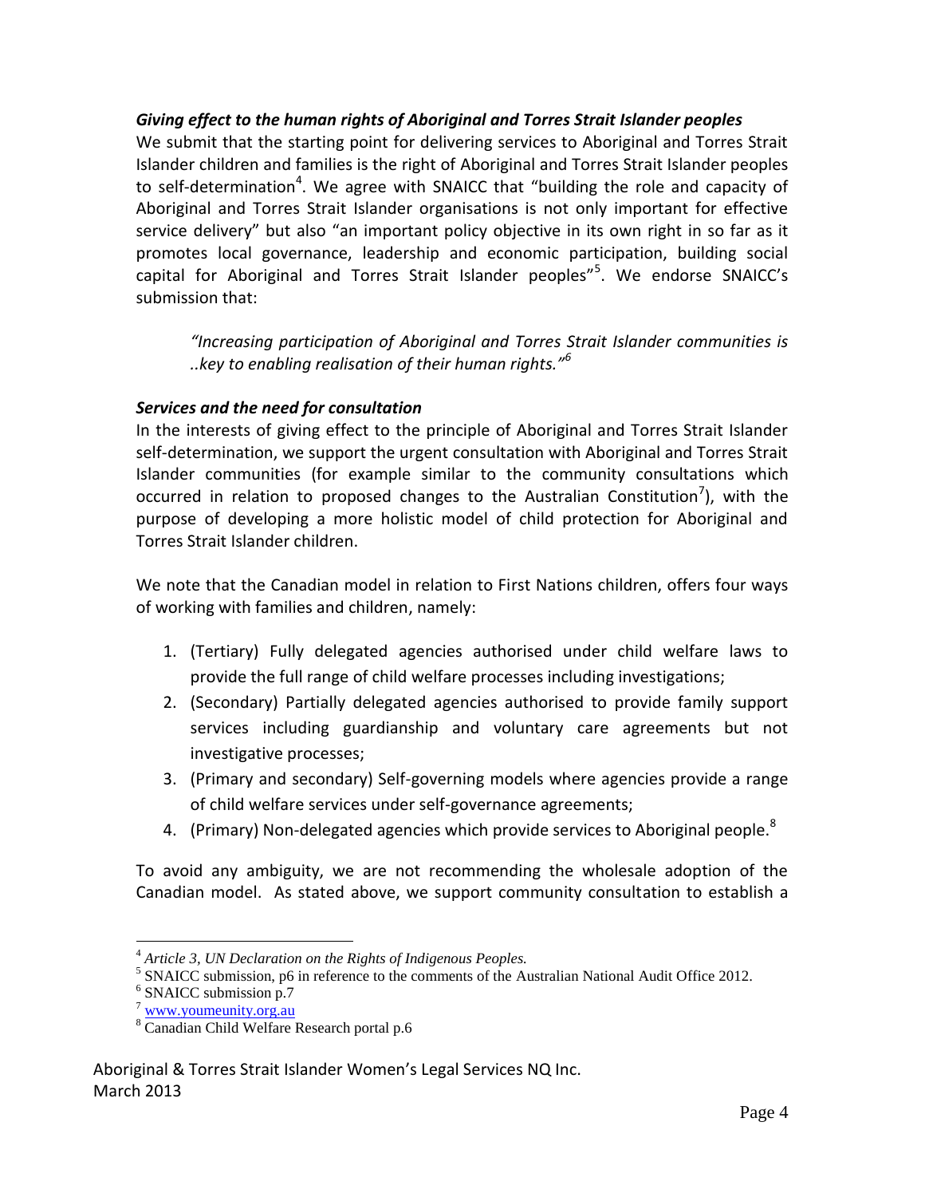### *Giving effect to the human rights of Aboriginal and Torres Strait Islander peoples*

We submit that the starting point for delivering services to Aboriginal and Torres Strait Islander children and families is the right of Aboriginal and Torres Strait Islander peoples to self-determination[4]. We agree with SNAICC that "building the role and capacity of Aboriginal and Torres Strait Islander organisations is not only important for effective service delivery" but also "an important policy objective in its own right in so far as it promotes local governance, leadership and economic participation, building social capital for Aboriginal and Torres Strait Islander peoples"[5]. We endorse SNAICC's submission that:

> *"Increasing participation of Aboriginal and Torres Strait Islander communities is ..key to enabling realisation of their human rights."*[6]

### *Services and the need for consultation*

In the interests of giving effect to the principle of Aboriginal and Torres Strait Islander self-determination, we support the urgent consultation with Aboriginal and Torres Strait Islander communities (for example similar to the community consultations which occurred in relation to proposed changes to the Australian Constitution[7]), with the purpose of developing a more holistic model of child protection for Aboriginal and Torres Strait Islander children.

We note that the Canadian model in relation to First Nations children, offers four ways of working with families and children, namely:

1. (Tertiary) Fully delegated agencies authorised under child welfare laws to provide the full range of child welfare processes including investigations;
2. (Secondary) Partially delegated agencies authorised to provide family support services including guardianship and voluntary care agreements but not investigative processes;
3. (Primary and secondary) Self-governing models where agencies provide a range of child welfare services under self-governance agreements;
4. (Primary) Non-delegated agencies which provide services to Aboriginal people.[8]

To avoid any ambiguity, we are not recommending the wholesale adoption of the Canadian model. As stated above, we support community consultation to establish a

---

[4] *Article 3, UN Declaration on the Rights of Indigenous Peoples.*

[5] SNAICC submission, p6 in reference to the comments of the Australian National Audit Office 2012.

[6] SNAICC submission p.7

[7] www.youmeunity.org.au

[8] Canadian Child Welfare Research portal p.6

Aboriginal & Torres Strait Islander Women's Legal Services NQ Inc.
March 2013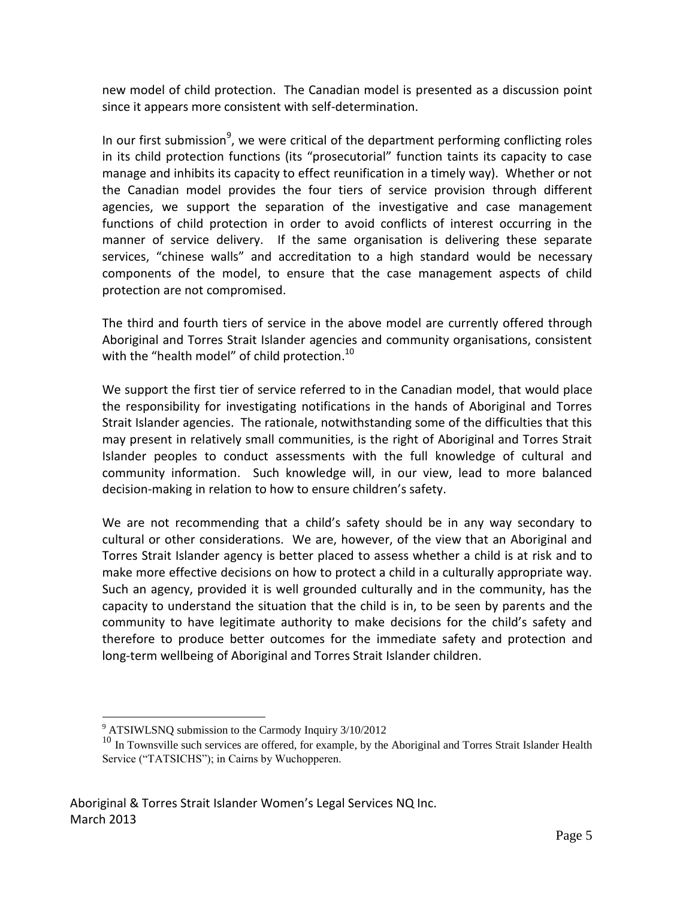new model of child protection. The Canadian model is presented as a discussion point since it appears more consistent with self-determination.

In our first submission[9], we were critical of the department performing conflicting roles in its child protection functions (its "prosecutorial" function taints its capacity to case manage and inhibits its capacity to effect reunification in a timely way). Whether or not the Canadian model provides the four tiers of service provision through different agencies, we support the separation of the investigative and case management functions of child protection in order to avoid conflicts of interest occurring in the manner of service delivery. If the same organisation is delivering these separate services, "chinese walls" and accreditation to a high standard would be necessary components of the model, to ensure that the case management aspects of child protection are not compromised.

The third and fourth tiers of service in the above model are currently offered through Aboriginal and Torres Strait Islander agencies and community organisations, consistent with the "health model" of child protection.[10]

We support the first tier of service referred to in the Canadian model, that would place the responsibility for investigating notifications in the hands of Aboriginal and Torres Strait Islander agencies. The rationale, notwithstanding some of the difficulties that this may present in relatively small communities, is the right of Aboriginal and Torres Strait Islander peoples to conduct assessments with the full knowledge of cultural and community information. Such knowledge will, in our view, lead to more balanced decision-making in relation to how to ensure children's safety.

We are not recommending that a child's safety should be in any way secondary to cultural or other considerations. We are, however, of the view that an Aboriginal and Torres Strait Islander agency is better placed to assess whether a child is at risk and to make more effective decisions on how to protect a child in a culturally appropriate way. Such an agency, provided it is well grounded culturally and in the community, has the capacity to understand the situation that the child is in, to be seen by parents and the community to have legitimate authority to make decisions for the child's safety and therefore to produce better outcomes for the immediate safety and protection and long-term wellbeing of Aboriginal and Torres Strait Islander children.

---

[9] ATSIWLSNQ submission to the Carmody Inquiry 3/10/2012

[10] In Townsville such services are offered, for example, by the Aboriginal and Torres Strait Islander Health Service ("TATSICHS"); in Cairns by Wuchopperen.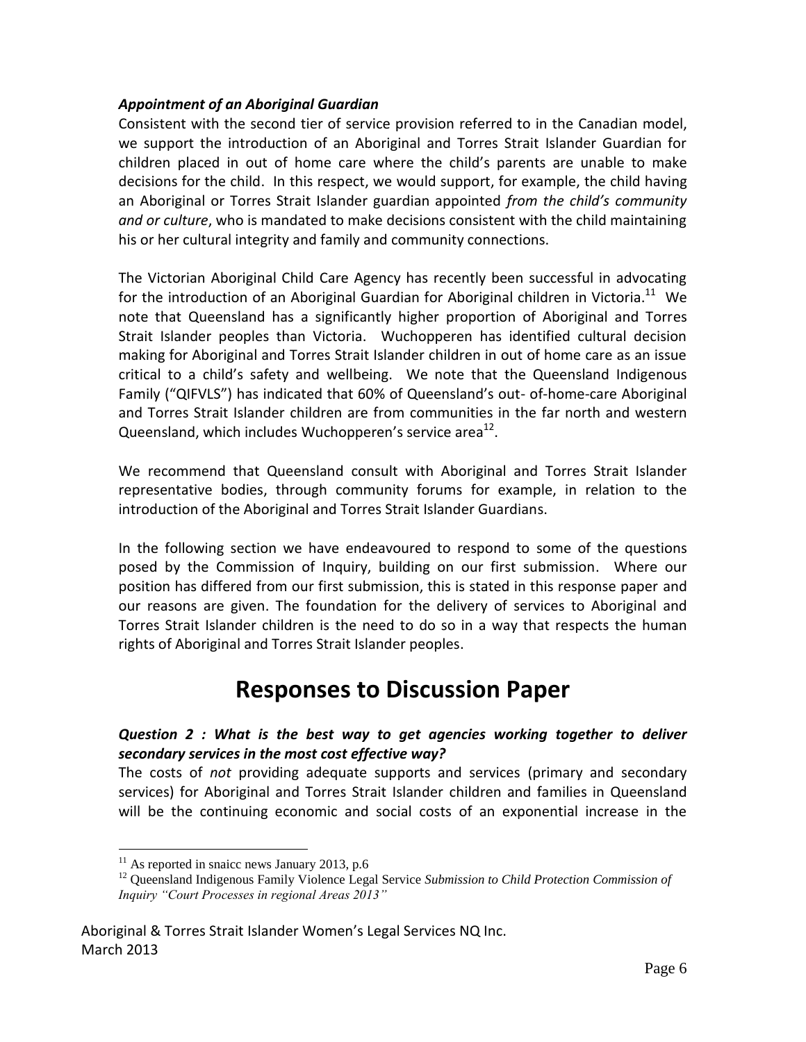### *Appointment of an Aboriginal Guardian*

Consistent with the second tier of service provision referred to in the Canadian model, we support the introduction of an Aboriginal and Torres Strait Islander Guardian for children placed in out of home care where the child's parents are unable to make decisions for the child. In this respect, we would support, for example, the child having an Aboriginal or Torres Strait Islander guardian appointed *from the child's community and or culture*, who is mandated to make decisions consistent with the child maintaining his or her cultural integrity and family and community connections.

The Victorian Aboriginal Child Care Agency has recently been successful in advocating for the introduction of an Aboriginal Guardian for Aboriginal children in Victoria.[11] We note that Queensland has a significantly higher proportion of Aboriginal and Torres Strait Islander peoples than Victoria. Wuchopperen has identified cultural decision making for Aboriginal and Torres Strait Islander children in out of home care as an issue critical to a child's safety and wellbeing. We note that the Queensland Indigenous Family ("QIFVLS") has indicated that 60% of Queensland's out- of-home-care Aboriginal and Torres Strait Islander children are from communities in the far north and western Queensland, which includes Wuchopperen's service area[12].

We recommend that Queensland consult with Aboriginal and Torres Strait Islander representative bodies, through community forums for example, in relation to the introduction of the Aboriginal and Torres Strait Islander Guardians.

In the following section we have endeavoured to respond to some of the questions posed by the Commission of Inquiry, building on our first submission. Where our position has differed from our first submission, this is stated in this response paper and our reasons are given. The foundation for the delivery of services to Aboriginal and Torres Strait Islander children is the need to do so in a way that respects the human rights of Aboriginal and Torres Strait Islander peoples.

# Responses to Discussion Paper

### *Question 2 : What is the best way to get agencies working together to deliver secondary services in the most cost effective way?*

The costs of *not* providing adequate supports and services (primary and secondary services) for Aboriginal and Torres Strait Islander children and families in Queensland will be the continuing economic and social costs of an exponential increase in the

---

[11] As reported in snaicc news January 2013, p.6

[12] Queensland Indigenous Family Violence Legal Service *Submission to Child Protection Commission of Inquiry "Court Processes in regional Areas 2013"*

Aboriginal & Torres Strait Islander Women's Legal Services NQ Inc.
March 2013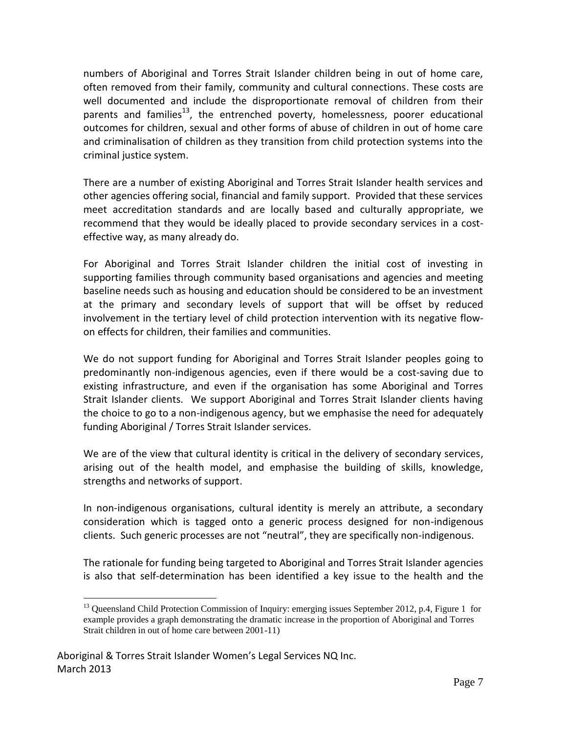numbers of Aboriginal and Torres Strait Islander children being in out of home care, often removed from their family, community and cultural connections. These costs are well documented and include the disproportionate removal of children from their parents and families[13], the entrenched poverty, homelessness, poorer educational outcomes for children, sexual and other forms of abuse of children in out of home care and criminalisation of children as they transition from child protection systems into the criminal justice system.

There are a number of existing Aboriginal and Torres Strait Islander health services and other agencies offering social, financial and family support. Provided that these services meet accreditation standards and are locally based and culturally appropriate, we recommend that they would be ideally placed to provide secondary services in a cost-effective way, as many already do.

For Aboriginal and Torres Strait Islander children the initial cost of investing in supporting families through community based organisations and agencies and meeting baseline needs such as housing and education should be considered to be an investment at the primary and secondary levels of support that will be offset by reduced involvement in the tertiary level of child protection intervention with its negative flow-on effects for children, their families and communities.

We do not support funding for Aboriginal and Torres Strait Islander peoples going to predominantly non-indigenous agencies, even if there would be a cost-saving due to existing infrastructure, and even if the organisation has some Aboriginal and Torres Strait Islander clients. We support Aboriginal and Torres Strait Islander clients having the choice to go to a non-indigenous agency, but we emphasise the need for adequately funding Aboriginal / Torres Strait Islander services.

We are of the view that cultural identity is critical in the delivery of secondary services, arising out of the health model, and emphasise the building of skills, knowledge, strengths and networks of support.

In non-indigenous organisations, cultural identity is merely an attribute, a secondary consideration which is tagged onto a generic process designed for non-indigenous clients. Such generic processes are not "neutral", they are specifically non-indigenous.

The rationale for funding being targeted to Aboriginal and Torres Strait Islander agencies is also that self-determination has been identified a key issue to the health and the

[13] Queensland Child Protection Commission of Inquiry: emerging issues September 2012, p.4, Figure 1 for example provides a graph demonstrating the dramatic increase in the proportion of Aboriginal and Torres Strait children in out of home care between 2001-11)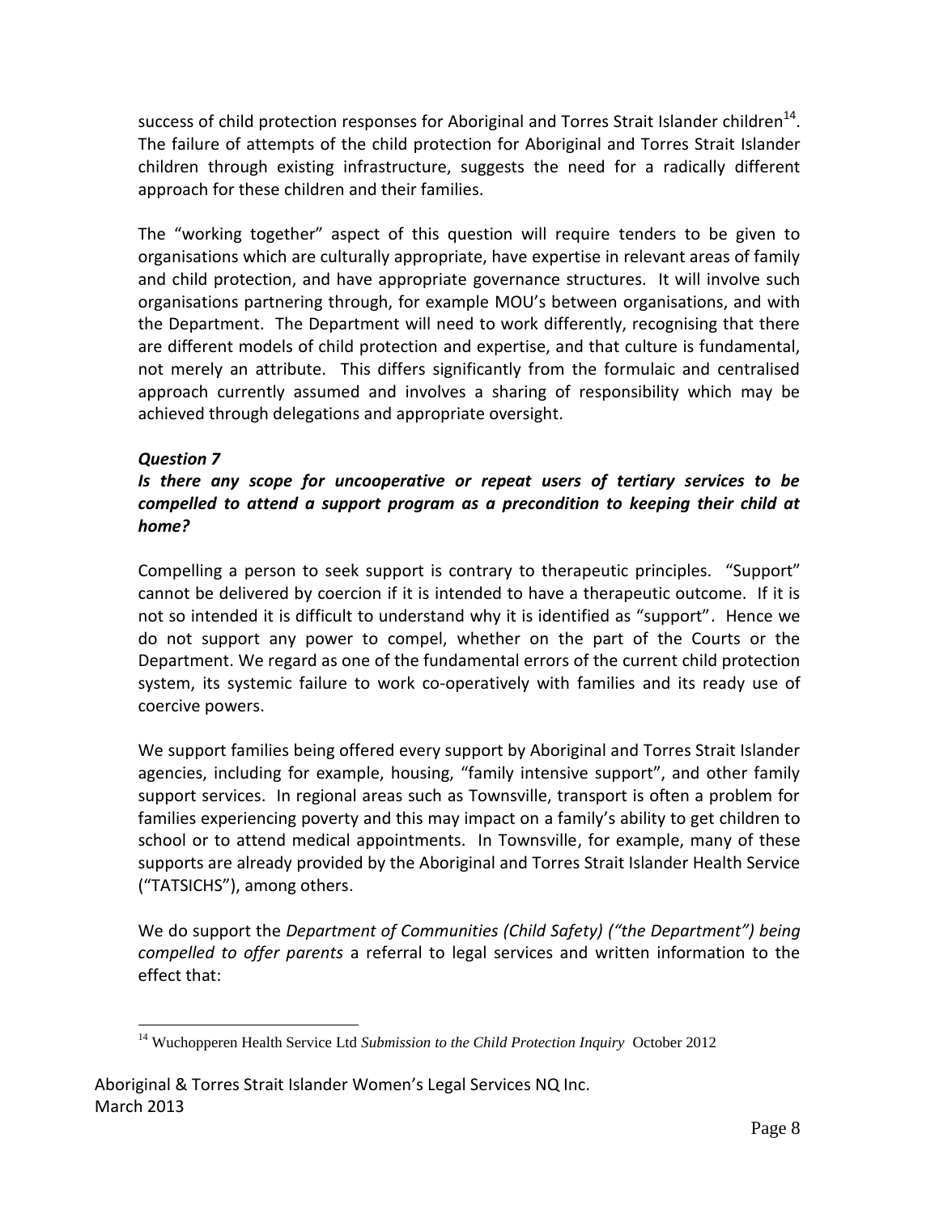success of child protection responses for Aboriginal and Torres Strait Islander children[14]. The failure of attempts of the child protection for Aboriginal and Torres Strait Islander children through existing infrastructure, suggests the need for a radically different approach for these children and their families.

The "working together" aspect of this question will require tenders to be given to organisations which are culturally appropriate, have expertise in relevant areas of family and child protection, and have appropriate governance structures. It will involve such organisations partnering through, for example MOU's between organisations, and with the Department. The Department will need to work differently, recognising that there are different models of child protection and expertise, and that culture is fundamental, not merely an attribute. This differs significantly from the formulaic and centralised approach currently assumed and involves a sharing of responsibility which may be achieved through delegations and appropriate oversight.

***Question 7***

***Is there any scope for uncooperative or repeat users of tertiary services to be compelled to attend a support program as a precondition to keeping their child at home?***

Compelling a person to seek support is contrary to therapeutic principles. "Support" cannot be delivered by coercion if it is intended to have a therapeutic outcome. If it is not so intended it is difficult to understand why it is identified as "support". Hence we do not support any power to compel, whether on the part of the Courts or the Department. We regard as one of the fundamental errors of the current child protection system, its systemic failure to work co-operatively with families and its ready use of coercive powers.

We support families being offered every support by Aboriginal and Torres Strait Islander agencies, including for example, housing, "family intensive support", and other family support services. In regional areas such as Townsville, transport is often a problem for families experiencing poverty and this may impact on a family's ability to get children to school or to attend medical appointments. In Townsville, for example, many of these supports are already provided by the Aboriginal and Torres Strait Islander Health Service ("TATSICHS"), among others.

We do support the *Department of Communities (Child Safety) ("the Department") being compelled to offer parents* a referral to legal services and written information to the effect that:

---

[14] Wuchopperen Health Service Ltd *Submission to the Child Protection Inquiry* October 2012

Aboriginal & Torres Strait Islander Women's Legal Services NQ Inc.
March 2013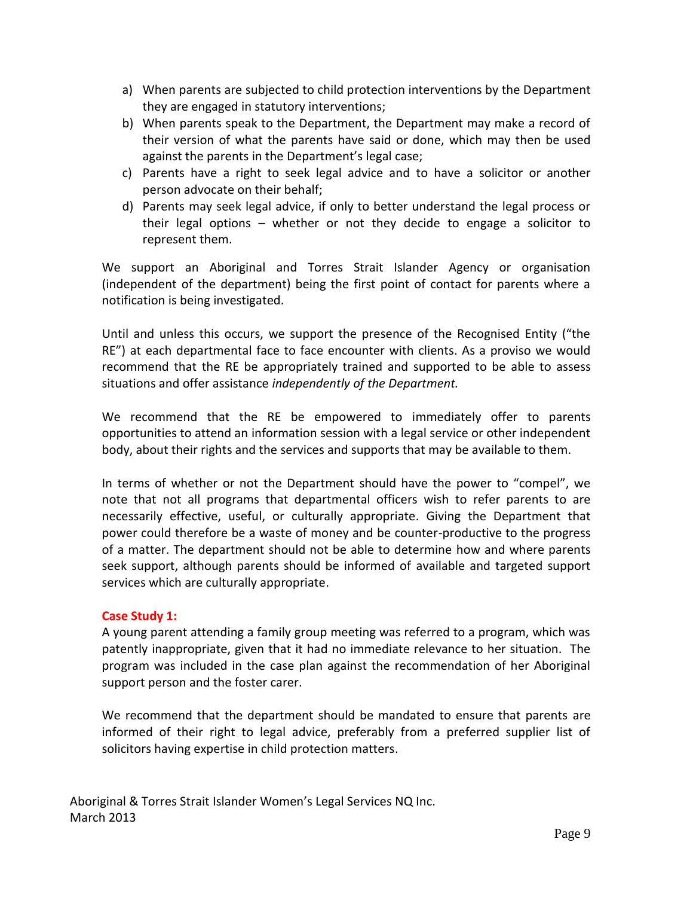a) When parents are subjected to child protection interventions by the Department they are engaged in statutory interventions;
b) When parents speak to the Department, the Department may make a record of their version of what the parents have said or done, which may then be used against the parents in the Department's legal case;
c) Parents have a right to seek legal advice and to have a solicitor or another person advocate on their behalf;
d) Parents may seek legal advice, if only to better understand the legal process or their legal options – whether or not they decide to engage a solicitor to represent them.

We support an Aboriginal and Torres Strait Islander Agency or organisation (independent of the department) being the first point of contact for parents where a notification is being investigated.

Until and unless this occurs, we support the presence of the Recognised Entity ("the RE") at each departmental face to face encounter with clients. As a proviso we would recommend that the RE be appropriately trained and supported to be able to assess situations and offer assistance *independently of the Department.*

We recommend that the RE be empowered to immediately offer to parents opportunities to attend an information session with a legal service or other independent body, about their rights and the services and supports that may be available to them.

In terms of whether or not the Department should have the power to "compel", we note that not all programs that departmental officers wish to refer parents to are necessarily effective, useful, or culturally appropriate. Giving the Department that power could therefore be a waste of money and be counter-productive to the progress of a matter. The department should not be able to determine how and where parents seek support, although parents should be informed of available and targeted support services which are culturally appropriate.

**Case Study 1:**

A young parent attending a family group meeting was referred to a program, which was patently inappropriate, given that it had no immediate relevance to her situation. The program was included in the case plan against the recommendation of her Aboriginal support person and the foster carer.

We recommend that the department should be mandated to ensure that parents are informed of their right to legal advice, preferably from a preferred supplier list of solicitors having expertise in child protection matters.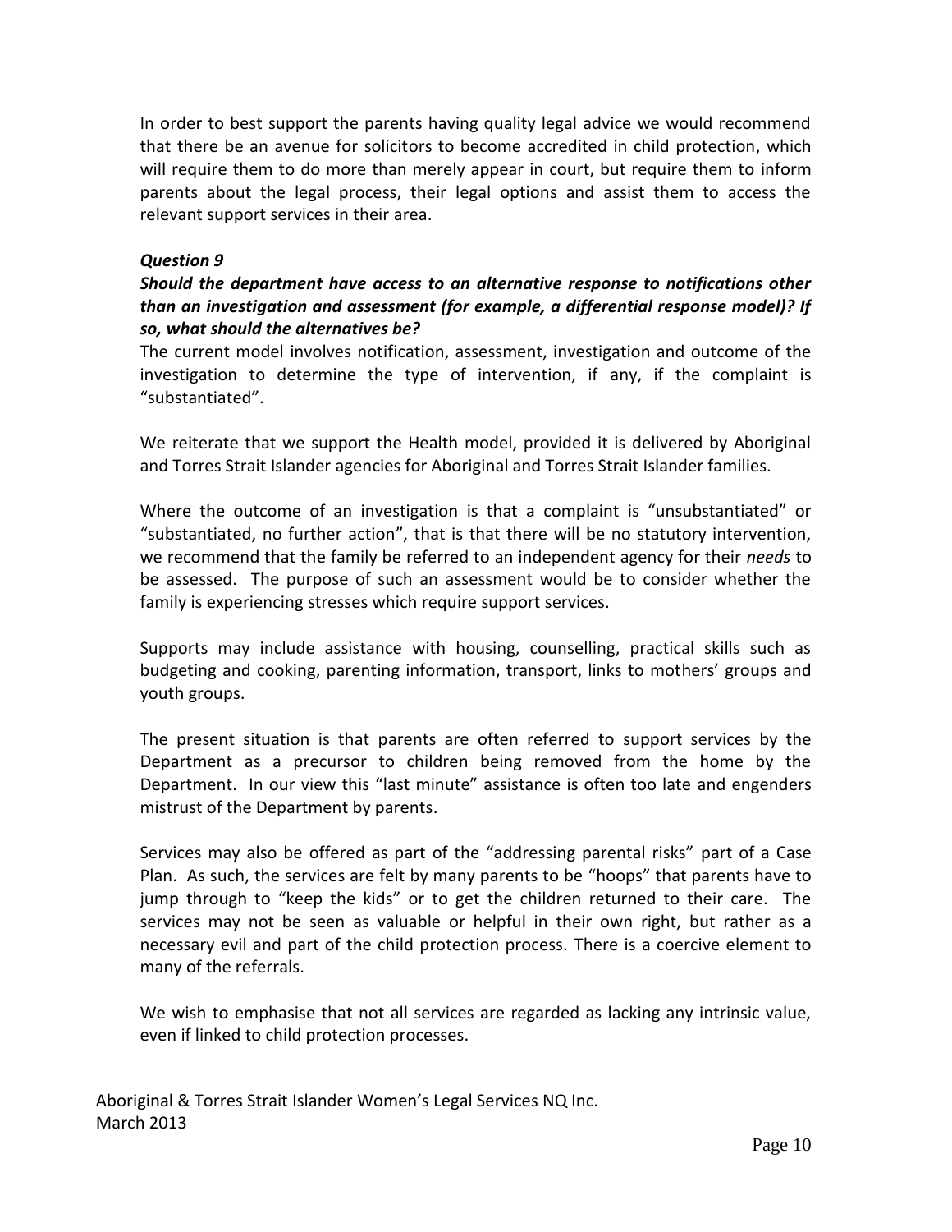In order to best support the parents having quality legal advice we would recommend that there be an avenue for solicitors to become accredited in child protection, which will require them to do more than merely appear in court, but require them to inform parents about the legal process, their legal options and assist them to access the relevant support services in their area.

***Question 9***

***Should the department have access to an alternative response to notifications other than an investigation and assessment (for example, a differential response model)? If so, what should the alternatives be?***

The current model involves notification, assessment, investigation and outcome of the investigation to determine the type of intervention, if any, if the complaint is "substantiated".

We reiterate that we support the Health model, provided it is delivered by Aboriginal and Torres Strait Islander agencies for Aboriginal and Torres Strait Islander families.

Where the outcome of an investigation is that a complaint is "unsubstantiated" or "substantiated, no further action", that is that there will be no statutory intervention, we recommend that the family be referred to an independent agency for their *needs* to be assessed. The purpose of such an assessment would be to consider whether the family is experiencing stresses which require support services.

Supports may include assistance with housing, counselling, practical skills such as budgeting and cooking, parenting information, transport, links to mothers' groups and youth groups.

The present situation is that parents are often referred to support services by the Department as a precursor to children being removed from the home by the Department. In our view this "last minute" assistance is often too late and engenders mistrust of the Department by parents.

Services may also be offered as part of the "addressing parental risks" part of a Case Plan. As such, the services are felt by many parents to be "hoops" that parents have to jump through to "keep the kids" or to get the children returned to their care. The services may not be seen as valuable or helpful in their own right, but rather as a necessary evil and part of the child protection process. There is a coercive element to many of the referrals.

We wish to emphasise that not all services are regarded as lacking any intrinsic value, even if linked to child protection processes.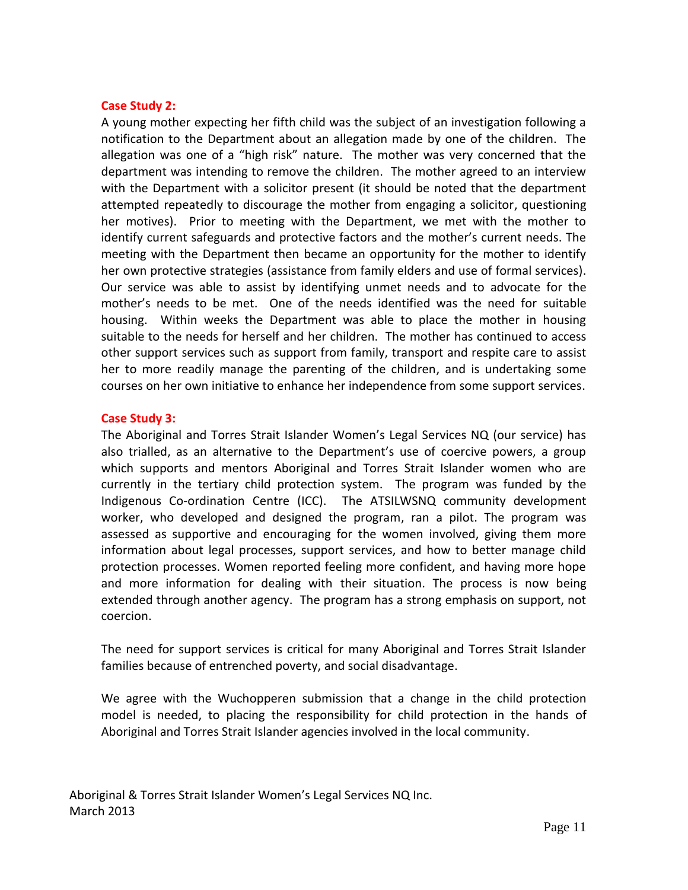**Case Study 2:**

A young mother expecting her fifth child was the subject of an investigation following a notification to the Department about an allegation made by one of the children. The allegation was one of a “high risk” nature. The mother was very concerned that the department was intending to remove the children. The mother agreed to an interview with the Department with a solicitor present (it should be noted that the department attempted repeatedly to discourage the mother from engaging a solicitor, questioning her motives). Prior to meeting with the Department, we met with the mother to identify current safeguards and protective factors and the mother’s current needs. The meeting with the Department then became an opportunity for the mother to identify her own protective strategies (assistance from family elders and use of formal services). Our service was able to assist by identifying unmet needs and to advocate for the mother’s needs to be met. One of the needs identified was the need for suitable housing. Within weeks the Department was able to place the mother in housing suitable to the needs for herself and her children. The mother has continued to access other support services such as support from family, transport and respite care to assist her to more readily manage the parenting of the children, and is undertaking some courses on her own initiative to enhance her independence from some support services.

**Case Study 3:**

The Aboriginal and Torres Strait Islander Women’s Legal Services NQ (our service) has also trialled, as an alternative to the Department’s use of coercive powers, a group which supports and mentors Aboriginal and Torres Strait Islander women who are currently in the tertiary child protection system. The program was funded by the Indigenous Co-ordination Centre (ICC). The ATSILWSNQ community development worker, who developed and designed the program, ran a pilot. The program was assessed as supportive and encouraging for the women involved, giving them more information about legal processes, support services, and how to better manage child protection processes. Women reported feeling more confident, and having more hope and more information for dealing with their situation. The process is now being extended through another agency. The program has a strong emphasis on support, not coercion.

The need for support services is critical for many Aboriginal and Torres Strait Islander families because of entrenched poverty, and social disadvantage.

We agree with the Wuchopperen submission that a change in the child protection model is needed, to placing the responsibility for child protection in the hands of Aboriginal and Torres Strait Islander agencies involved in the local community.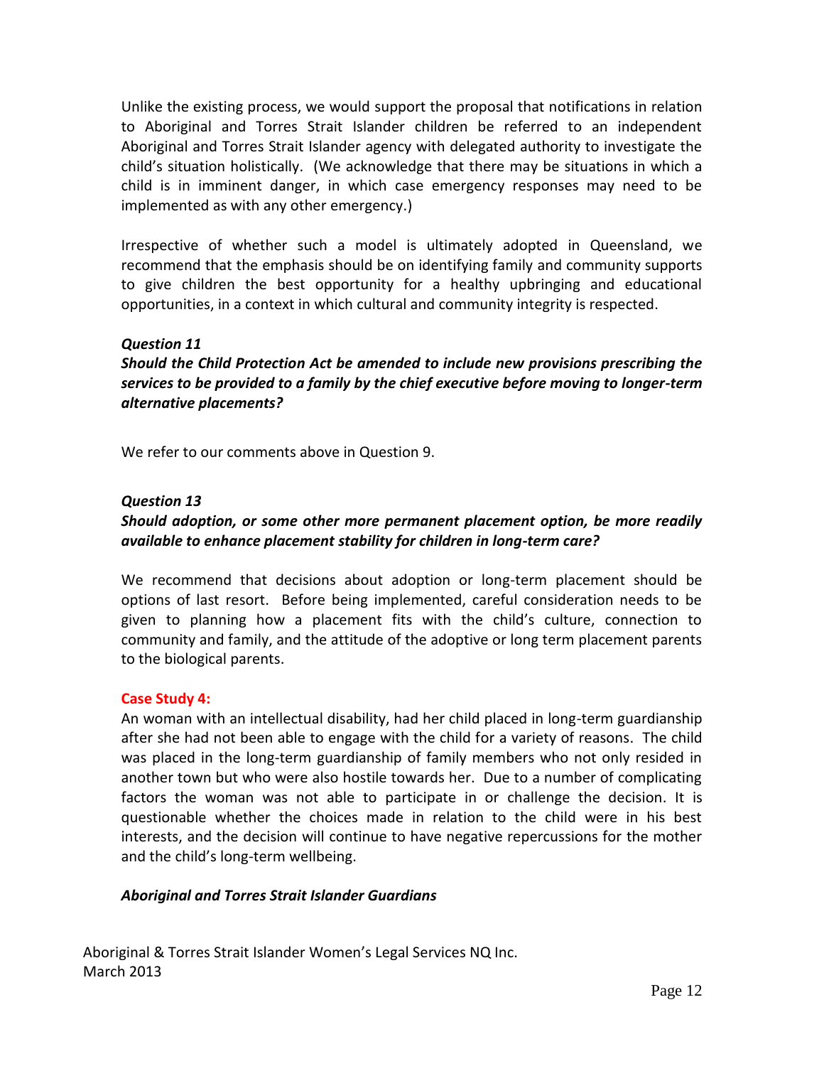Unlike the existing process, we would support the proposal that notifications in relation to Aboriginal and Torres Strait Islander children be referred to an independent Aboriginal and Torres Strait Islander agency with delegated authority to investigate the child's situation holistically. (We acknowledge that there may be situations in which a child is in imminent danger, in which case emergency responses may need to be implemented as with any other emergency.)

Irrespective of whether such a model is ultimately adopted in Queensland, we recommend that the emphasis should be on identifying family and community supports to give children the best opportunity for a healthy upbringing and educational opportunities, in a context in which cultural and community integrity is respected.

***Question 11***
***Should the Child Protection Act be amended to include new provisions prescribing the services to be provided to a family by the chief executive before moving to longer-term alternative placements?***

We refer to our comments above in Question 9.

***Question 13***
***Should adoption, or some other more permanent placement option, be more readily available to enhance placement stability for children in long-term care?***

We recommend that decisions about adoption or long-term placement should be options of last resort. Before being implemented, careful consideration needs to be given to planning how a placement fits with the child's culture, connection to community and family, and the attitude of the adoptive or long term placement parents to the biological parents.

**Case Study 4:**
An woman with an intellectual disability, had her child placed in long-term guardianship after she had not been able to engage with the child for a variety of reasons. The child was placed in the long-term guardianship of family members who not only resided in another town but who were also hostile towards her. Due to a number of complicating factors the woman was not able to participate in or challenge the decision. It is questionable whether the choices made in relation to the child were in his best interests, and the decision will continue to have negative repercussions for the mother and the child's long-term wellbeing.

***Aboriginal and Torres Strait Islander Guardians***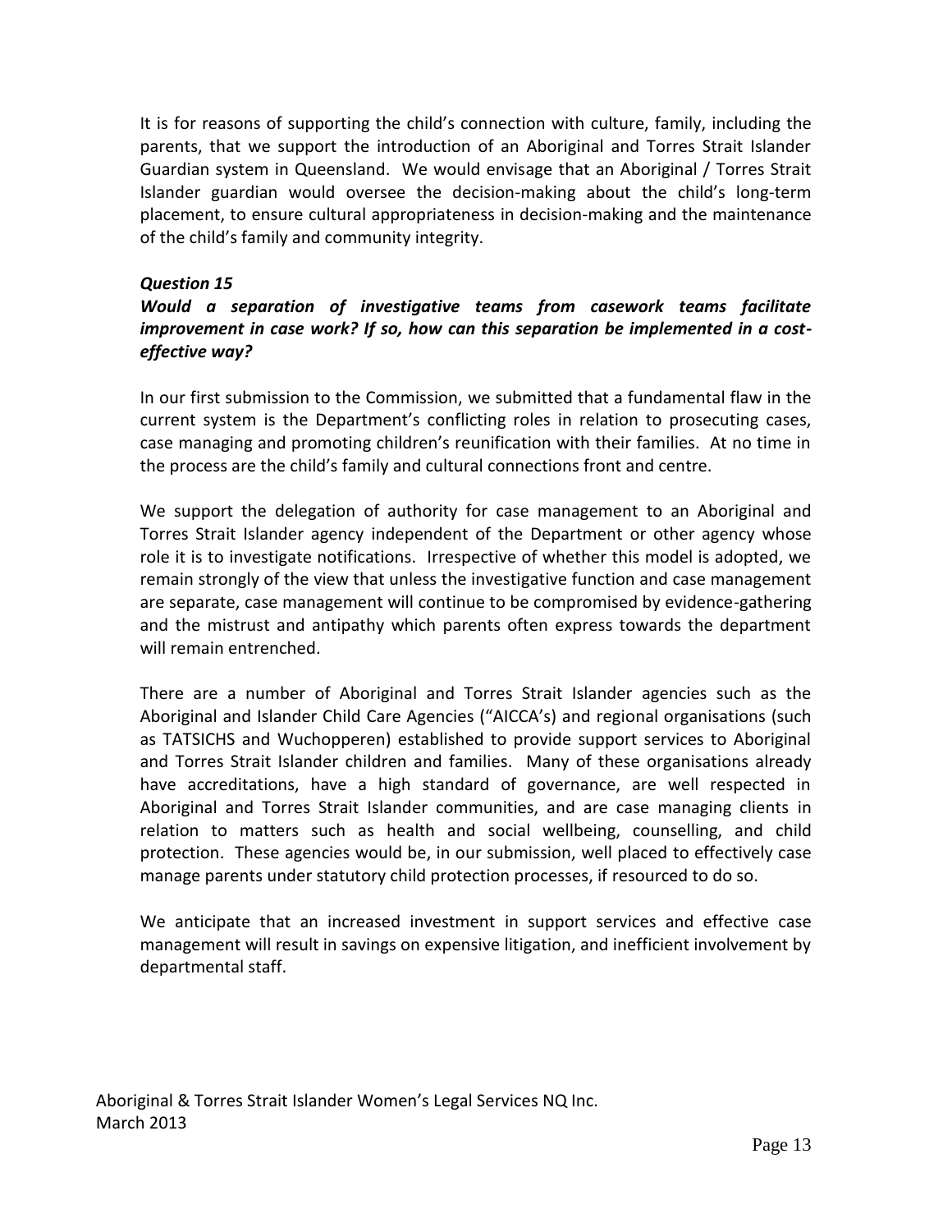It is for reasons of supporting the child's connection with culture, family, including the parents, that we support the introduction of an Aboriginal and Torres Strait Islander Guardian system in Queensland. We would envisage that an Aboriginal / Torres Strait Islander guardian would oversee the decision-making about the child's long-term placement, to ensure cultural appropriateness in decision-making and the maintenance of the child's family and community integrity.

***Question 15***

***Would a separation of investigative teams from casework teams facilitate improvement in case work? If so, how can this separation be implemented in a cost-effective way?***

In our first submission to the Commission, we submitted that a fundamental flaw in the current system is the Department's conflicting roles in relation to prosecuting cases, case managing and promoting children's reunification with their families. At no time in the process are the child's family and cultural connections front and centre.

We support the delegation of authority for case management to an Aboriginal and Torres Strait Islander agency independent of the Department or other agency whose role it is to investigate notifications. Irrespective of whether this model is adopted, we remain strongly of the view that unless the investigative function and case management are separate, case management will continue to be compromised by evidence-gathering and the mistrust and antipathy which parents often express towards the department will remain entrenched.

There are a number of Aboriginal and Torres Strait Islander agencies such as the Aboriginal and Islander Child Care Agencies ("AICCA's) and regional organisations (such as TATSICHS and Wuchopperen) established to provide support services to Aboriginal and Torres Strait Islander children and families. Many of these organisations already have accreditations, have a high standard of governance, are well respected in Aboriginal and Torres Strait Islander communities, and are case managing clients in relation to matters such as health and social wellbeing, counselling, and child protection. These agencies would be, in our submission, well placed to effectively case manage parents under statutory child protection processes, if resourced to do so.

We anticipate that an increased investment in support services and effective case management will result in savings on expensive litigation, and inefficient involvement by departmental staff.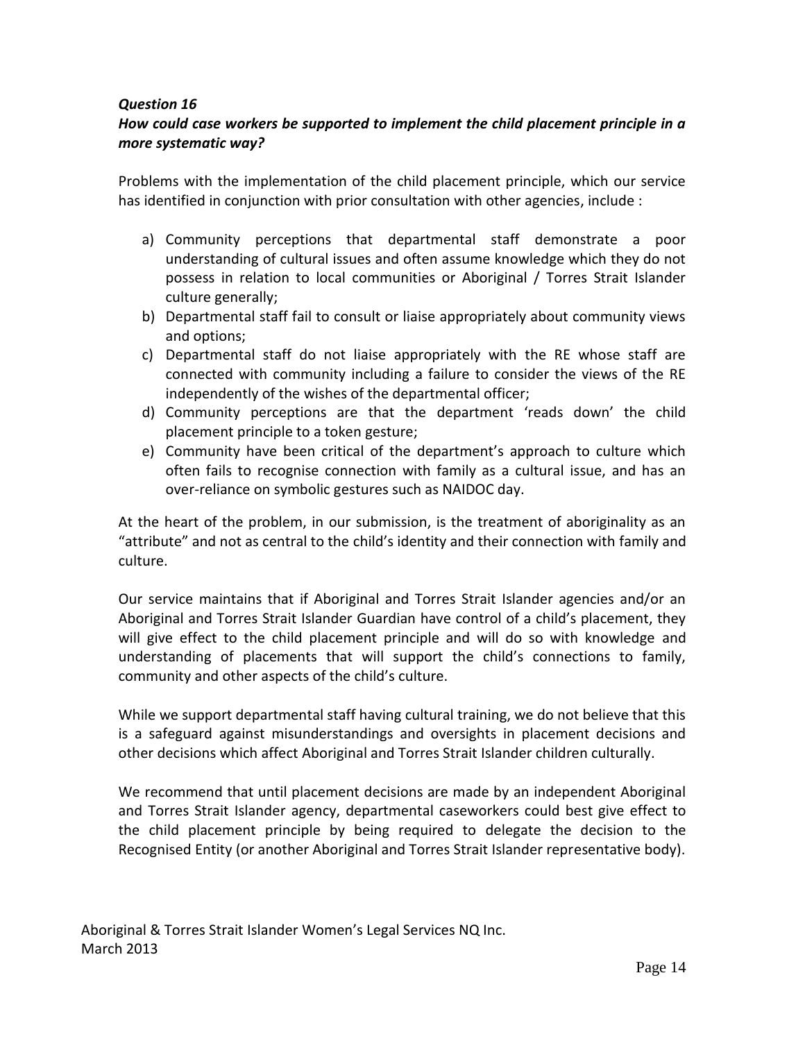***Question 16***

***How could case workers be supported to implement the child placement principle in a more systematic way?***

Problems with the implementation of the child placement principle, which our service has identified in conjunction with prior consultation with other agencies, include :

a) Community perceptions that departmental staff demonstrate a poor understanding of cultural issues and often assume knowledge which they do not possess in relation to local communities or Aboriginal / Torres Strait Islander culture generally;
b) Departmental staff fail to consult or liaise appropriately about community views and options;
c) Departmental staff do not liaise appropriately with the RE whose staff are connected with community including a failure to consider the views of the RE independently of the wishes of the departmental officer;
d) Community perceptions are that the department 'reads down' the child placement principle to a token gesture;
e) Community have been critical of the department's approach to culture which often fails to recognise connection with family as a cultural issue, and has an over-reliance on symbolic gestures such as NAIDOC day.

At the heart of the problem, in our submission, is the treatment of aboriginality as an "attribute" and not as central to the child's identity and their connection with family and culture.

Our service maintains that if Aboriginal and Torres Strait Islander agencies and/or an Aboriginal and Torres Strait Islander Guardian have control of a child's placement, they will give effect to the child placement principle and will do so with knowledge and understanding of placements that will support the child's connections to family, community and other aspects of the child's culture.

While we support departmental staff having cultural training, we do not believe that this is a safeguard against misunderstandings and oversights in placement decisions and other decisions which affect Aboriginal and Torres Strait Islander children culturally.

We recommend that until placement decisions are made by an independent Aboriginal and Torres Strait Islander agency, departmental caseworkers could best give effect to the child placement principle by being required to delegate the decision to the Recognised Entity (or another Aboriginal and Torres Strait Islander representative body).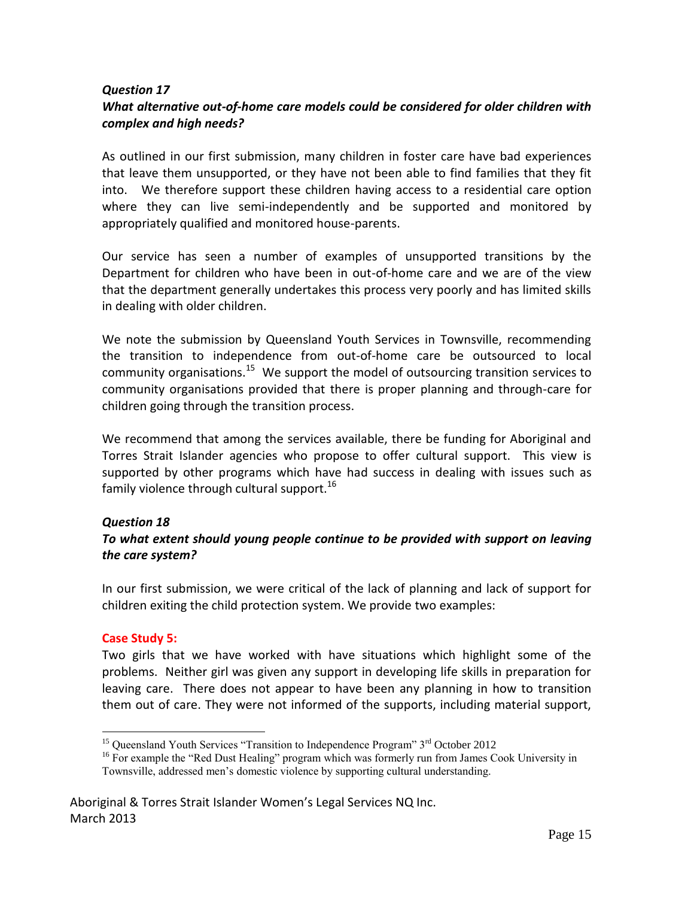***Question 17***

***What alternative out-of-home care models could be considered for older children with complex and high needs?***

As outlined in our first submission, many children in foster care have bad experiences that leave them unsupported, or they have not been able to find families that they fit into. We therefore support these children having access to a residential care option where they can live semi-independently and be supported and monitored by appropriately qualified and monitored house-parents.

Our service has seen a number of examples of unsupported transitions by the Department for children who have been in out-of-home care and we are of the view that the department generally undertakes this process very poorly and has limited skills in dealing with older children.

We note the submission by Queensland Youth Services in Townsville, recommending the transition to independence from out-of-home care be outsourced to local community organisations.[15] We support the model of outsourcing transition services to community organisations provided that there is proper planning and through-care for children going through the transition process.

We recommend that among the services available, there be funding for Aboriginal and Torres Strait Islander agencies who propose to offer cultural support. This view is supported by other programs which have had success in dealing with issues such as family violence through cultural support.[16]

***Question 18***

***To what extent should young people continue to be provided with support on leaving the care system?***

In our first submission, we were critical of the lack of planning and lack of support for children exiting the child protection system. We provide two examples:

**Case Study 5:**

Two girls that we have worked with have situations which highlight some of the problems. Neither girl was given any support in developing life skills in preparation for leaving care. There does not appear to have been any planning in how to transition them out of care. They were not informed of the supports, including material support,

---

[15] Queensland Youth Services "Transition to Independence Program" 3rd October 2012

[16] For example the "Red Dust Healing" program which was formerly run from James Cook University in Townsville, addressed men's domestic violence by supporting cultural understanding.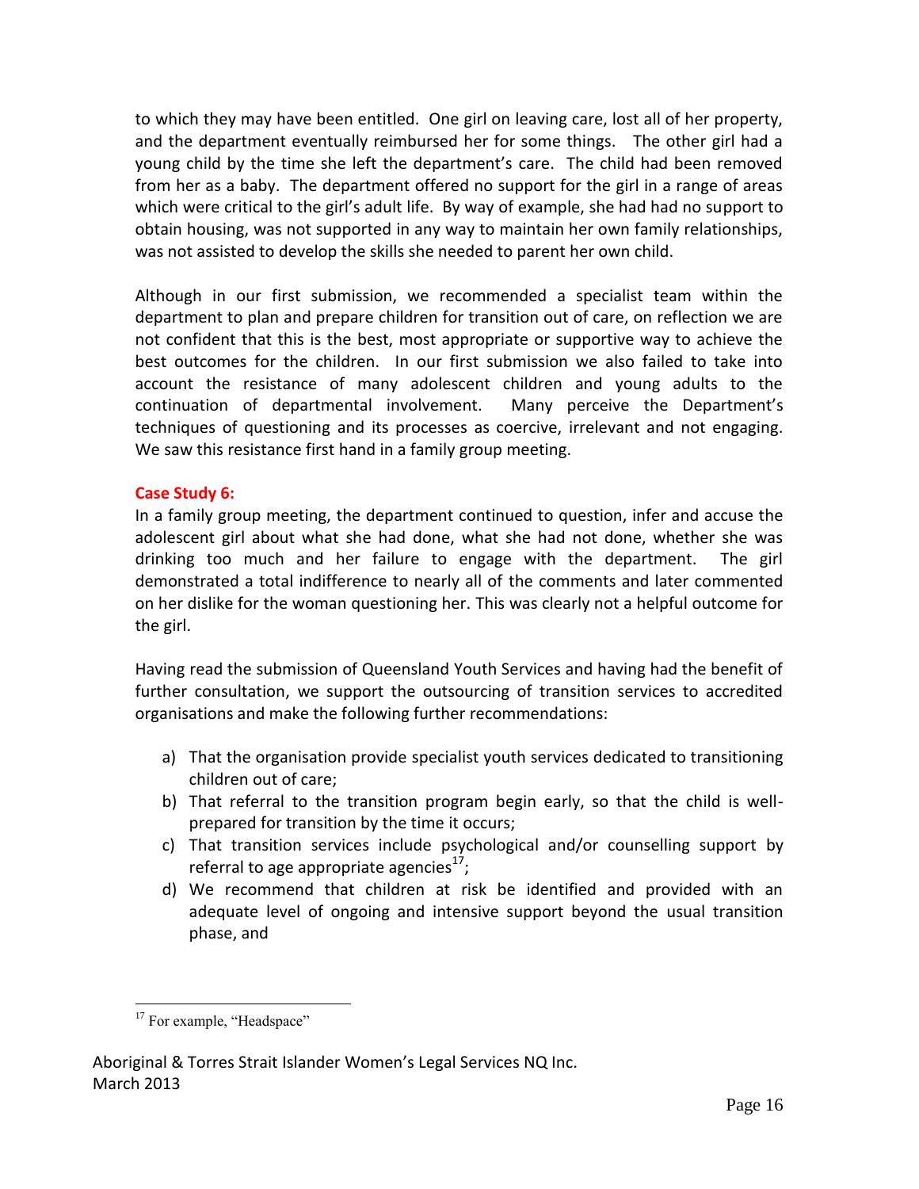to which they may have been entitled. One girl on leaving care, lost all of her property, and the department eventually reimbursed her for some things. The other girl had a young child by the time she left the department's care. The child had been removed from her as a baby. The department offered no support for the girl in a range of areas which were critical to the girl's adult life. By way of example, she had had no support to obtain housing, was not supported in any way to maintain her own family relationships, was not assisted to develop the skills she needed to parent her own child.

Although in our first submission, we recommended a specialist team within the department to plan and prepare children for transition out of care, on reflection we are not confident that this is the best, most appropriate or supportive way to achieve the best outcomes for the children. In our first submission we also failed to take into account the resistance of many adolescent children and young adults to the continuation of departmental involvement. Many perceive the Department's techniques of questioning and its processes as coercive, irrelevant and not engaging. We saw this resistance first hand in a family group meeting.

**Case Study 6:**

In a family group meeting, the department continued to question, infer and accuse the adolescent girl about what she had done, what she had not done, whether she was drinking too much and her failure to engage with the department. The girl demonstrated a total indifference to nearly all of the comments and later commented on her dislike for the woman questioning her. This was clearly not a helpful outcome for the girl.

Having read the submission of Queensland Youth Services and having had the benefit of further consultation, we support the outsourcing of transition services to accredited organisations and make the following further recommendations:

a) That the organisation provide specialist youth services dedicated to transitioning children out of care;
b) That referral to the transition program begin early, so that the child is well-prepared for transition by the time it occurs;
c) That transition services include psychological and/or counselling support by referral to age appropriate agencies[17];
d) We recommend that children at risk be identified and provided with an adequate level of ongoing and intensive support beyond the usual transition phase, and

[17] For example, "Headspace"

Aboriginal & Torres Strait Islander Women's Legal Services NQ Inc.
March 2013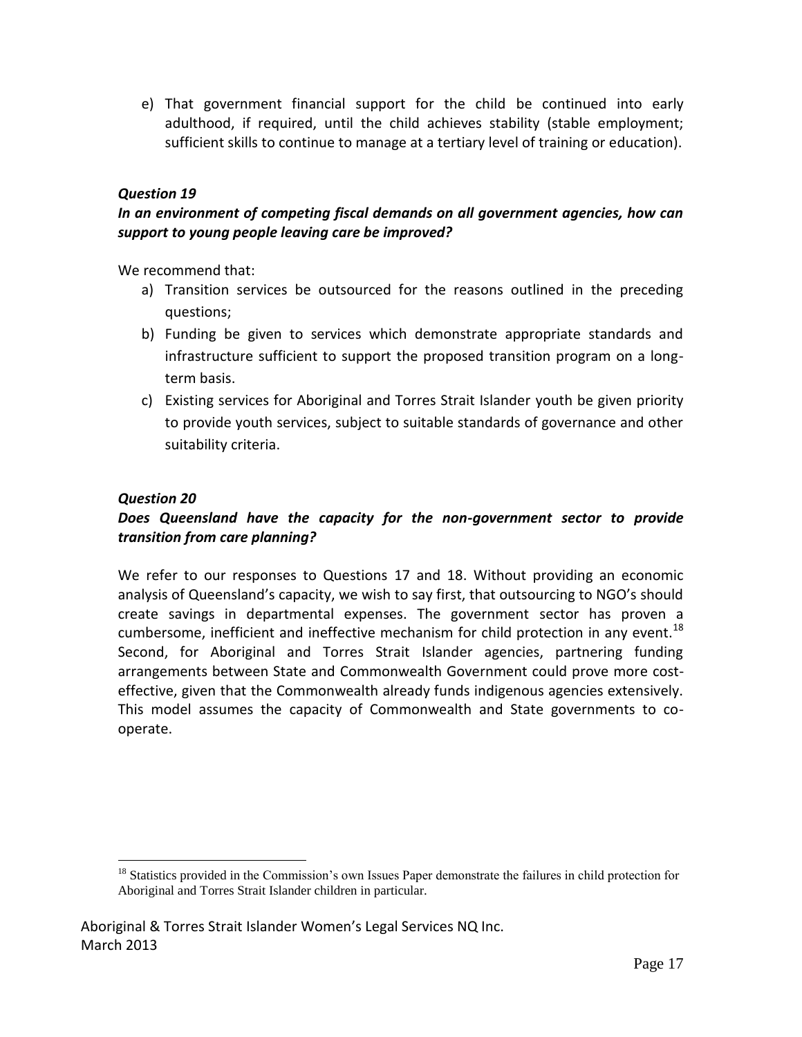e) That government financial support for the child be continued into early adulthood, if required, until the child achieves stability (stable employment; sufficient skills to continue to manage at a tertiary level of training or education).

***Question 19***

***In an environment of competing fiscal demands on all government agencies, how can support to young people leaving care be improved?***

We recommend that:

a) Transition services be outsourced for the reasons outlined in the preceding questions;
b) Funding be given to services which demonstrate appropriate standards and infrastructure sufficient to support the proposed transition program on a long-term basis.
c) Existing services for Aboriginal and Torres Strait Islander youth be given priority to provide youth services, subject to suitable standards of governance and other suitability criteria.

***Question 20***

***Does Queensland have the capacity for the non-government sector to provide transition from care planning?***

We refer to our responses to Questions 17 and 18. Without providing an economic analysis of Queensland's capacity, we wish to say first, that outsourcing to NGO's should create savings in departmental expenses. The government sector has proven a cumbersome, inefficient and ineffective mechanism for child protection in any event.[18] Second, for Aboriginal and Torres Strait Islander agencies, partnering funding arrangements between State and Commonwealth Government could prove more cost-effective, given that the Commonwealth already funds indigenous agencies extensively. This model assumes the capacity of Commonwealth and State governments to co-operate.

[18] Statistics provided in the Commission's own Issues Paper demonstrate the failures in child protection for Aboriginal and Torres Strait Islander children in particular.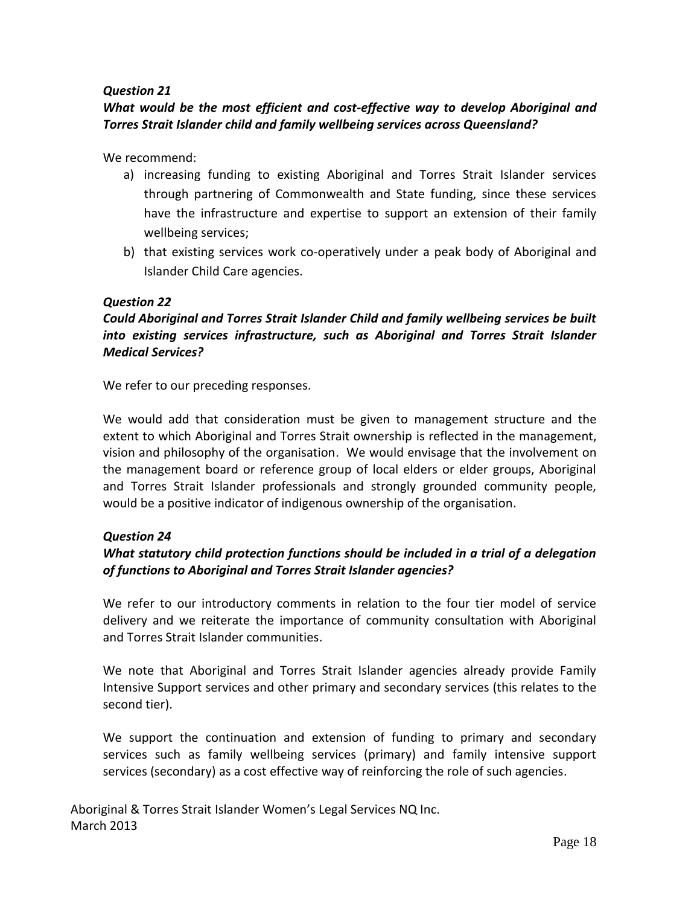***Question 21***

***What would be the most efficient and cost-effective way to develop Aboriginal and Torres Strait Islander child and family wellbeing services across Queensland?***

We recommend:

a) increasing funding to existing Aboriginal and Torres Strait Islander services through partnering of Commonwealth and State funding, since these services have the infrastructure and expertise to support an extension of their family wellbeing services;
b) that existing services work co-operatively under a peak body of Aboriginal and Islander Child Care agencies.

***Question 22***

***Could Aboriginal and Torres Strait Islander Child and family wellbeing services be built into existing services infrastructure, such as Aboriginal and Torres Strait Islander Medical Services?***

We refer to our preceding responses.

We would add that consideration must be given to management structure and the extent to which Aboriginal and Torres Strait ownership is reflected in the management, vision and philosophy of the organisation. We would envisage that the involvement on the management board or reference group of local elders or elder groups, Aboriginal and Torres Strait Islander professionals and strongly grounded community people, would be a positive indicator of indigenous ownership of the organisation.

***Question 24***

***What statutory child protection functions should be included in a trial of a delegation of functions to Aboriginal and Torres Strait Islander agencies?***

We refer to our introductory comments in relation to the four tier model of service delivery and we reiterate the importance of community consultation with Aboriginal and Torres Strait Islander communities.

We note that Aboriginal and Torres Strait Islander agencies already provide Family Intensive Support services and other primary and secondary services (this relates to the second tier).

We support the continuation and extension of funding to primary and secondary services such as family wellbeing services (primary) and family intensive support services (secondary) as a cost effective way of reinforcing the role of such agencies.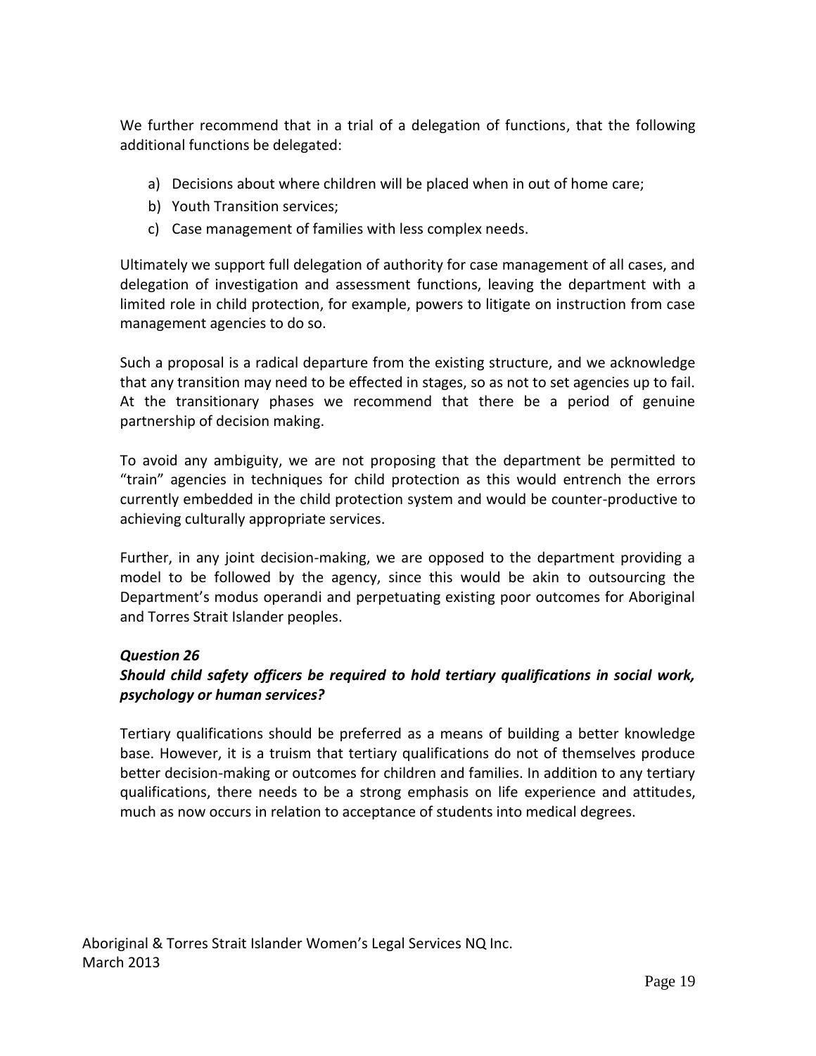We further recommend that in a trial of a delegation of functions, that the following additional functions be delegated:

a) Decisions about where children will be placed when in out of home care;
b) Youth Transition services;
c) Case management of families with less complex needs.

Ultimately we support full delegation of authority for case management of all cases, and delegation of investigation and assessment functions, leaving the department with a limited role in child protection, for example, powers to litigate on instruction from case management agencies to do so.

Such a proposal is a radical departure from the existing structure, and we acknowledge that any transition may need to be effected in stages, so as not to set agencies up to fail. At the transitionary phases we recommend that there be a period of genuine partnership of decision making.

To avoid any ambiguity, we are not proposing that the department be permitted to "train" agencies in techniques for child protection as this would entrench the errors currently embedded in the child protection system and would be counter-productive to achieving culturally appropriate services.

Further, in any joint decision-making, we are opposed to the department providing a model to be followed by the agency, since this would be akin to outsourcing the Department's modus operandi and perpetuating existing poor outcomes for Aboriginal and Torres Strait Islander peoples.

***Question 26***

***Should child safety officers be required to hold tertiary qualifications in social work, psychology or human services?***

Tertiary qualifications should be preferred as a means of building a better knowledge base. However, it is a truism that tertiary qualifications do not of themselves produce better decision-making or outcomes for children and families. In addition to any tertiary qualifications, there needs to be a strong emphasis on life experience and attitudes, much as now occurs in relation to acceptance of students into medical degrees.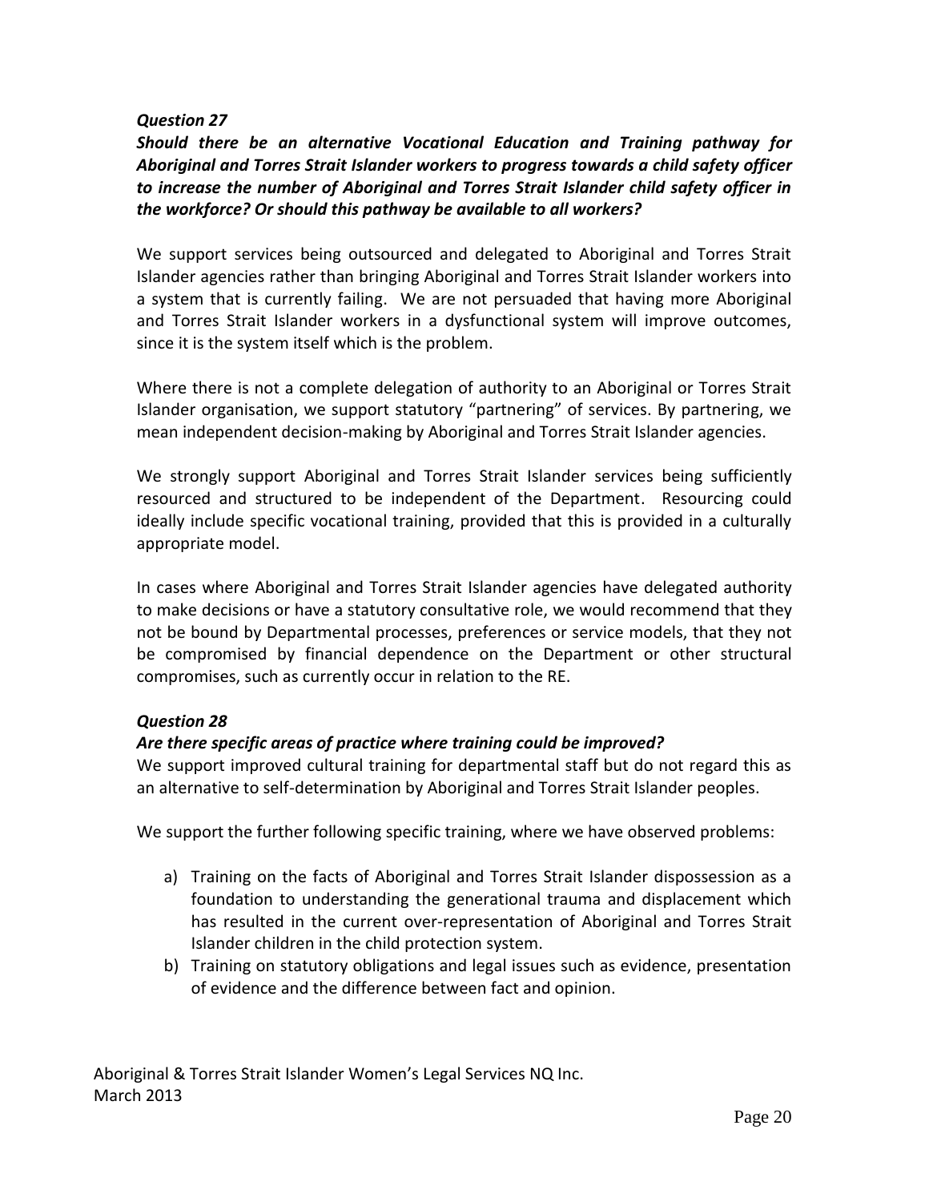***Question 27***

***Should there be an alternative Vocational Education and Training pathway for Aboriginal and Torres Strait Islander workers to progress towards a child safety officer to increase the number of Aboriginal and Torres Strait Islander child safety officer in the workforce? Or should this pathway be available to all workers?***

We support services being outsourced and delegated to Aboriginal and Torres Strait Islander agencies rather than bringing Aboriginal and Torres Strait Islander workers into a system that is currently failing. We are not persuaded that having more Aboriginal and Torres Strait Islander workers in a dysfunctional system will improve outcomes, since it is the system itself which is the problem.

Where there is not a complete delegation of authority to an Aboriginal or Torres Strait Islander organisation, we support statutory "partnering" of services. By partnering, we mean independent decision-making by Aboriginal and Torres Strait Islander agencies.

We strongly support Aboriginal and Torres Strait Islander services being sufficiently resourced and structured to be independent of the Department. Resourcing could ideally include specific vocational training, provided that this is provided in a culturally appropriate model.

In cases where Aboriginal and Torres Strait Islander agencies have delegated authority to make decisions or have a statutory consultative role, we would recommend that they not be bound by Departmental processes, preferences or service models, that they not be compromised by financial dependence on the Department or other structural compromises, such as currently occur in relation to the RE.

***Question 28***

***Are there specific areas of practice where training could be improved?***

We support improved cultural training for departmental staff but do not regard this as an alternative to self-determination by Aboriginal and Torres Strait Islander peoples.

We support the further following specific training, where we have observed problems:

a) Training on the facts of Aboriginal and Torres Strait Islander dispossession as a foundation to understanding the generational trauma and displacement which has resulted in the current over-representation of Aboriginal and Torres Strait Islander children in the child protection system.
b) Training on statutory obligations and legal issues such as evidence, presentation of evidence and the difference between fact and opinion.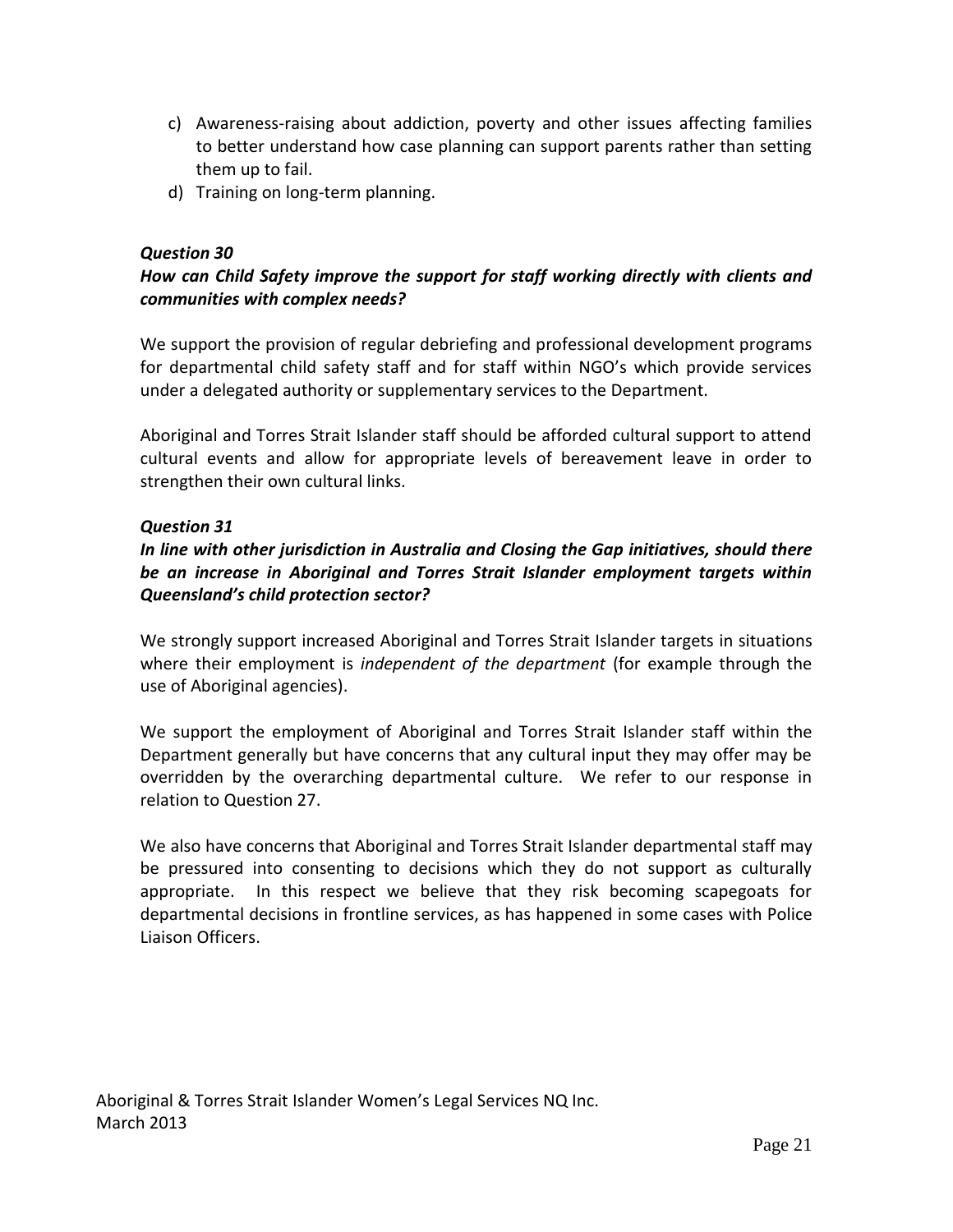c) Awareness-raising about addiction, poverty and other issues affecting families to better understand how case planning can support parents rather than setting them up to fail.
d) Training on long-term planning.

***Question 30***

***How can Child Safety improve the support for staff working directly with clients and communities with complex needs?***

We support the provision of regular debriefing and professional development programs for departmental child safety staff and for staff within NGO's which provide services under a delegated authority or supplementary services to the Department.

Aboriginal and Torres Strait Islander staff should be afforded cultural support to attend cultural events and allow for appropriate levels of bereavement leave in order to strengthen their own cultural links.

***Question 31***

***In line with other jurisdiction in Australia and Closing the Gap initiatives, should there be an increase in Aboriginal and Torres Strait Islander employment targets within Queensland's child protection sector?***

We strongly support increased Aboriginal and Torres Strait Islander targets in situations where their employment is *independent of the department* (for example through the use of Aboriginal agencies).

We support the employment of Aboriginal and Torres Strait Islander staff within the Department generally but have concerns that any cultural input they may offer may be overridden by the overarching departmental culture. We refer to our response in relation to Question 27.

We also have concerns that Aboriginal and Torres Strait Islander departmental staff may be pressured into consenting to decisions which they do not support as culturally appropriate. In this respect we believe that they risk becoming scapegoats for departmental decisions in frontline services, as has happened in some cases with Police Liaison Officers.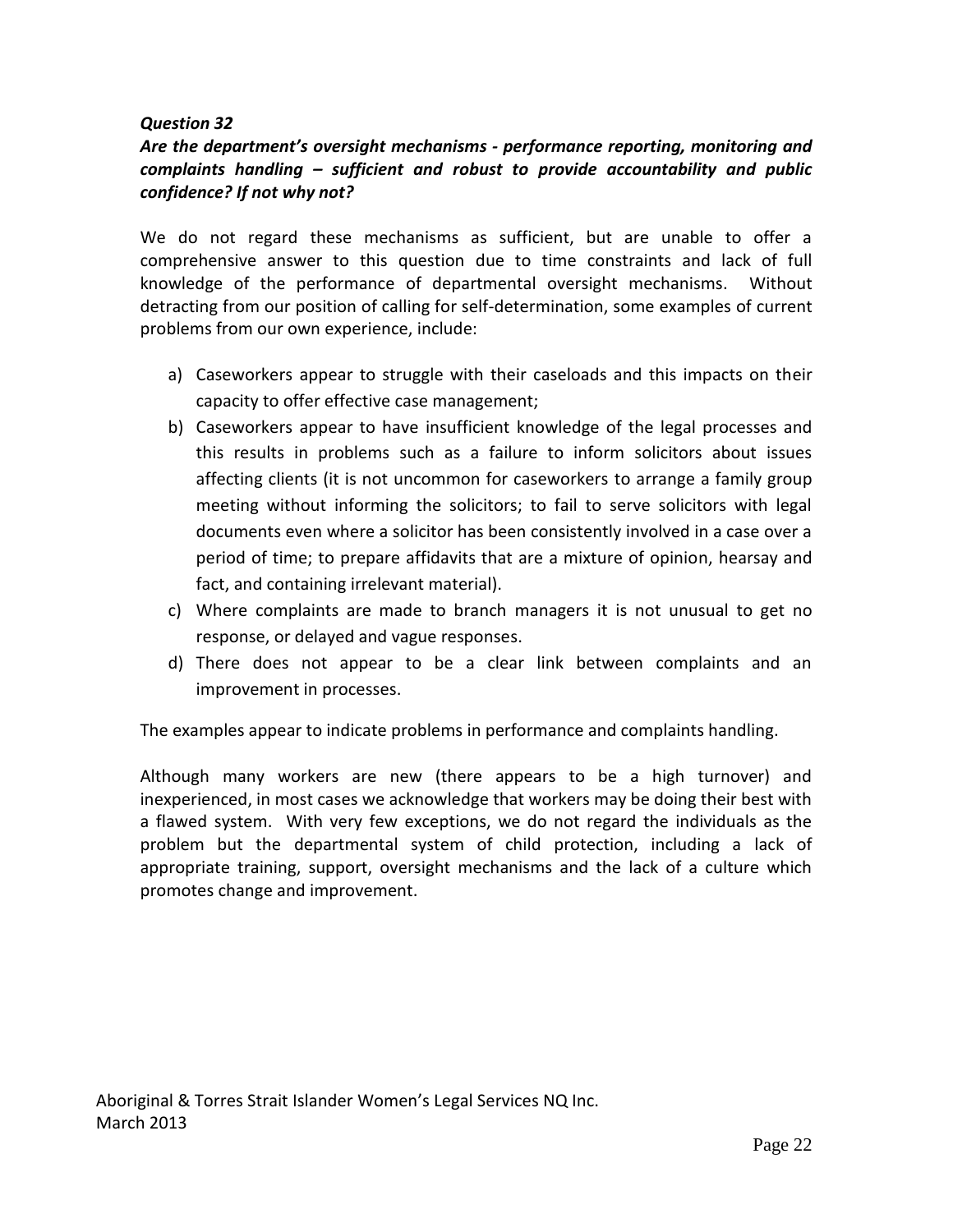***Question 32***

***Are the department's oversight mechanisms - performance reporting, monitoring and complaints handling – sufficient and robust to provide accountability and public confidence? If not why not?***

We do not regard these mechanisms as sufficient, but are unable to offer a comprehensive answer to this question due to time constraints and lack of full knowledge of the performance of departmental oversight mechanisms. Without detracting from our position of calling for self-determination, some examples of current problems from our own experience, include:

a) Caseworkers appear to struggle with their caseloads and this impacts on their capacity to offer effective case management;
b) Caseworkers appear to have insufficient knowledge of the legal processes and this results in problems such as a failure to inform solicitors about issues affecting clients (it is not uncommon for caseworkers to arrange a family group meeting without informing the solicitors; to fail to serve solicitors with legal documents even where a solicitor has been consistently involved in a case over a period of time; to prepare affidavits that are a mixture of opinion, hearsay and fact, and containing irrelevant material).
c) Where complaints are made to branch managers it is not unusual to get no response, or delayed and vague responses.
d) There does not appear to be a clear link between complaints and an improvement in processes.

The examples appear to indicate problems in performance and complaints handling.

Although many workers are new (there appears to be a high turnover) and inexperienced, in most cases we acknowledge that workers may be doing their best with a flawed system. With very few exceptions, we do not regard the individuals as the problem but the departmental system of child protection, including a lack of appropriate training, support, oversight mechanisms and the lack of a culture which promotes change and improvement.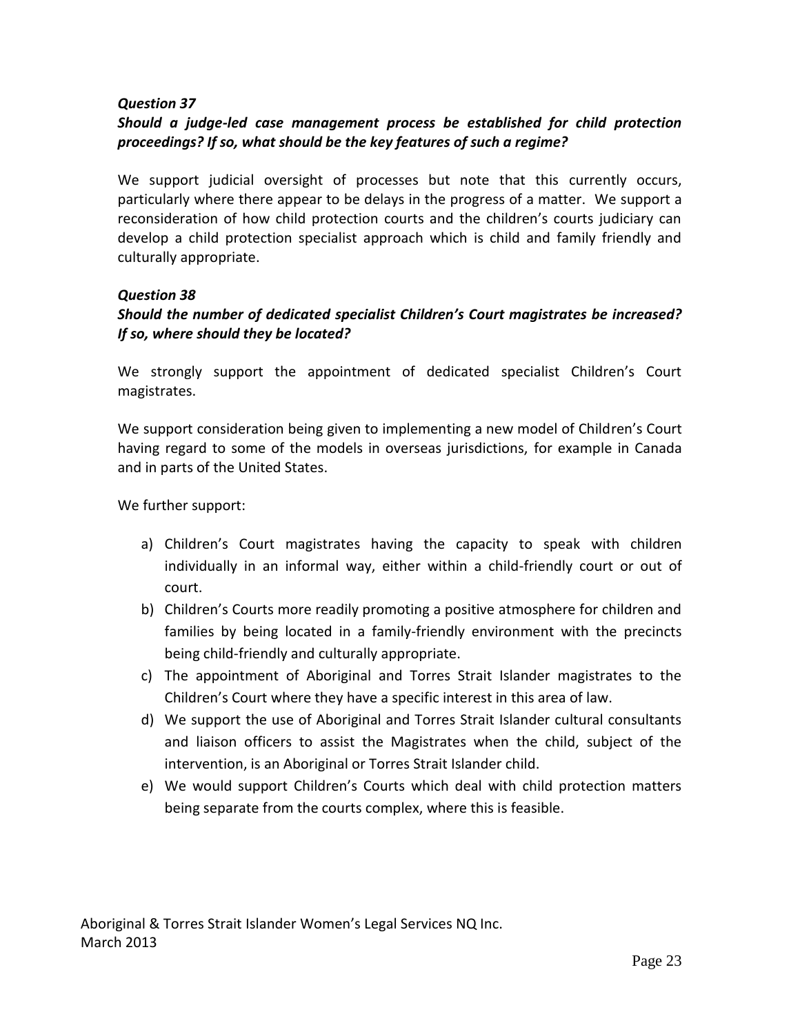***Question 37***

***Should a judge-led case management process be established for child protection proceedings? If so, what should be the key features of such a regime?***

We support judicial oversight of processes but note that this currently occurs, particularly where there appear to be delays in the progress of a matter. We support a reconsideration of how child protection courts and the children's courts judiciary can develop a child protection specialist approach which is child and family friendly and culturally appropriate.

***Question 38***

***Should the number of dedicated specialist Children's Court magistrates be increased? If so, where should they be located?***

We strongly support the appointment of dedicated specialist Children's Court magistrates.

We support consideration being given to implementing a new model of Children's Court having regard to some of the models in overseas jurisdictions, for example in Canada and in parts of the United States.

We further support:

a) Children's Court magistrates having the capacity to speak with children individually in an informal way, either within a child-friendly court or out of court.
b) Children's Courts more readily promoting a positive atmosphere for children and families by being located in a family-friendly environment with the precincts being child-friendly and culturally appropriate.
c) The appointment of Aboriginal and Torres Strait Islander magistrates to the Children's Court where they have a specific interest in this area of law.
d) We support the use of Aboriginal and Torres Strait Islander cultural consultants and liaison officers to assist the Magistrates when the child, subject of the intervention, is an Aboriginal or Torres Strait Islander child.
e) We would support Children's Courts which deal with child protection matters being separate from the courts complex, where this is feasible.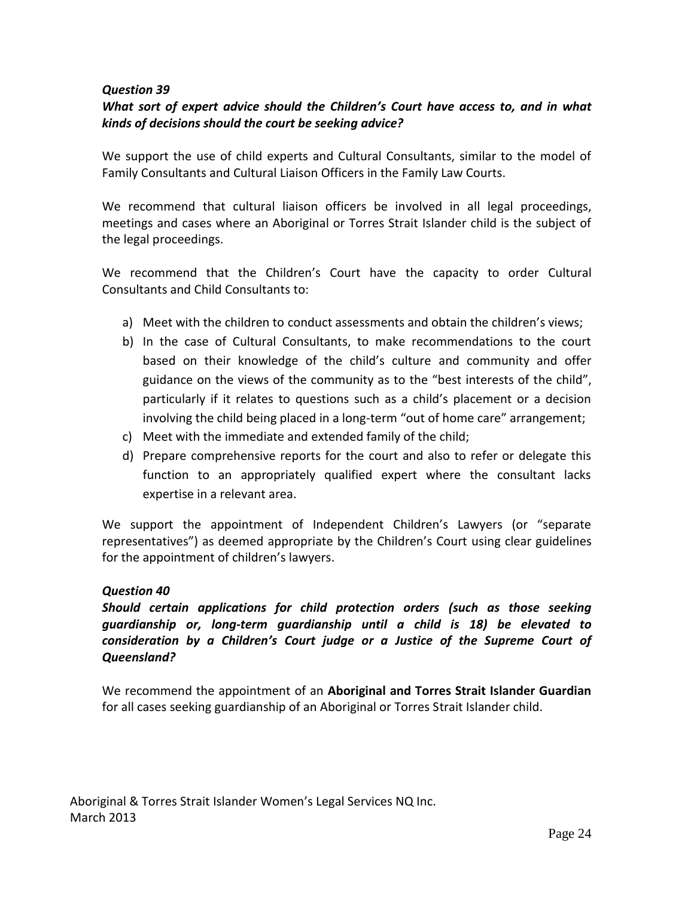***Question 39***

***What sort of expert advice should the Children's Court have access to, and in what kinds of decisions should the court be seeking advice?***

We support the use of child experts and Cultural Consultants, similar to the model of Family Consultants and Cultural Liaison Officers in the Family Law Courts.

We recommend that cultural liaison officers be involved in all legal proceedings, meetings and cases where an Aboriginal or Torres Strait Islander child is the subject of the legal proceedings.

We recommend that the Children's Court have the capacity to order Cultural Consultants and Child Consultants to:

a) Meet with the children to conduct assessments and obtain the children's views;
b) In the case of Cultural Consultants, to make recommendations to the court based on their knowledge of the child's culture and community and offer guidance on the views of the community as to the "best interests of the child", particularly if it relates to questions such as a child's placement or a decision involving the child being placed in a long-term "out of home care" arrangement;
c) Meet with the immediate and extended family of the child;
d) Prepare comprehensive reports for the court and also to refer or delegate this function to an appropriately qualified expert where the consultant lacks expertise in a relevant area.

We support the appointment of Independent Children's Lawyers (or "separate representatives") as deemed appropriate by the Children's Court using clear guidelines for the appointment of children's lawyers.

***Question 40***

***Should certain applications for child protection orders (such as those seeking guardianship or, long-term guardianship until a child is 18) be elevated to consideration by a Children's Court judge or a Justice of the Supreme Court of Queensland?***

We recommend the appointment of an **Aboriginal and Torres Strait Islander Guardian** for all cases seeking guardianship of an Aboriginal or Torres Strait Islander child.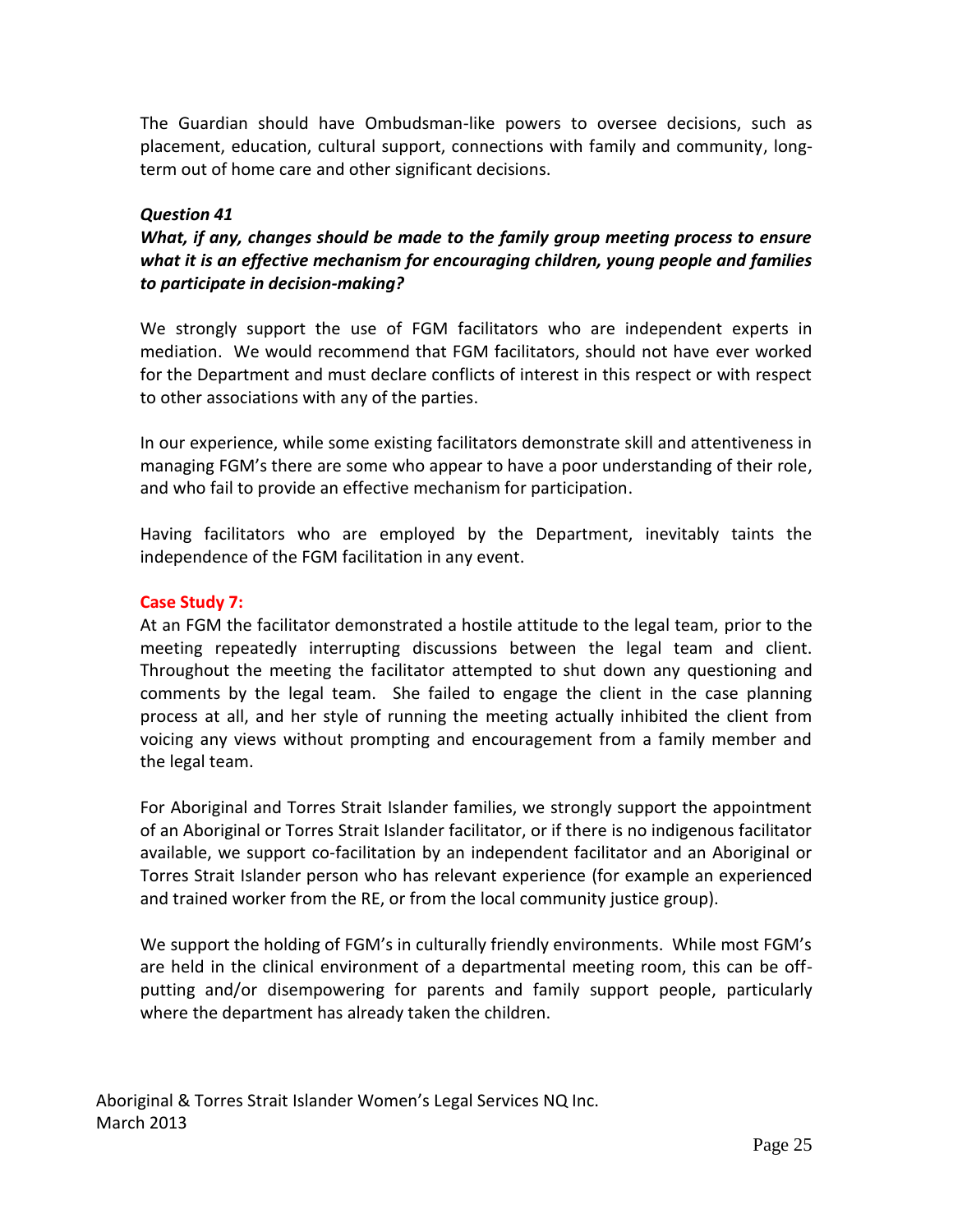The Guardian should have Ombudsman-like powers to oversee decisions, such as placement, education, cultural support, connections with family and community, long-term out of home care and other significant decisions.

***Question 41***

***What, if any, changes should be made to the family group meeting process to ensure what it is an effective mechanism for encouraging children, young people and families to participate in decision-making?***

We strongly support the use of FGM facilitators who are independent experts in mediation. We would recommend that FGM facilitators, should not have ever worked for the Department and must declare conflicts of interest in this respect or with respect to other associations with any of the parties.

In our experience, while some existing facilitators demonstrate skill and attentiveness in managing FGM's there are some who appear to have a poor understanding of their role, and who fail to provide an effective mechanism for participation.

Having facilitators who are employed by the Department, inevitably taints the independence of the FGM facilitation in any event.

**Case Study 7:**

At an FGM the facilitator demonstrated a hostile attitude to the legal team, prior to the meeting repeatedly interrupting discussions between the legal team and client. Throughout the meeting the facilitator attempted to shut down any questioning and comments by the legal team. She failed to engage the client in the case planning process at all, and her style of running the meeting actually inhibited the client from voicing any views without prompting and encouragement from a family member and the legal team.

For Aboriginal and Torres Strait Islander families, we strongly support the appointment of an Aboriginal or Torres Strait Islander facilitator, or if there is no indigenous facilitator available, we support co-facilitation by an independent facilitator and an Aboriginal or Torres Strait Islander person who has relevant experience (for example an experienced and trained worker from the RE, or from the local community justice group).

We support the holding of FGM's in culturally friendly environments. While most FGM's are held in the clinical environment of a departmental meeting room, this can be off-putting and/or disempowering for parents and family support people, particularly where the department has already taken the children.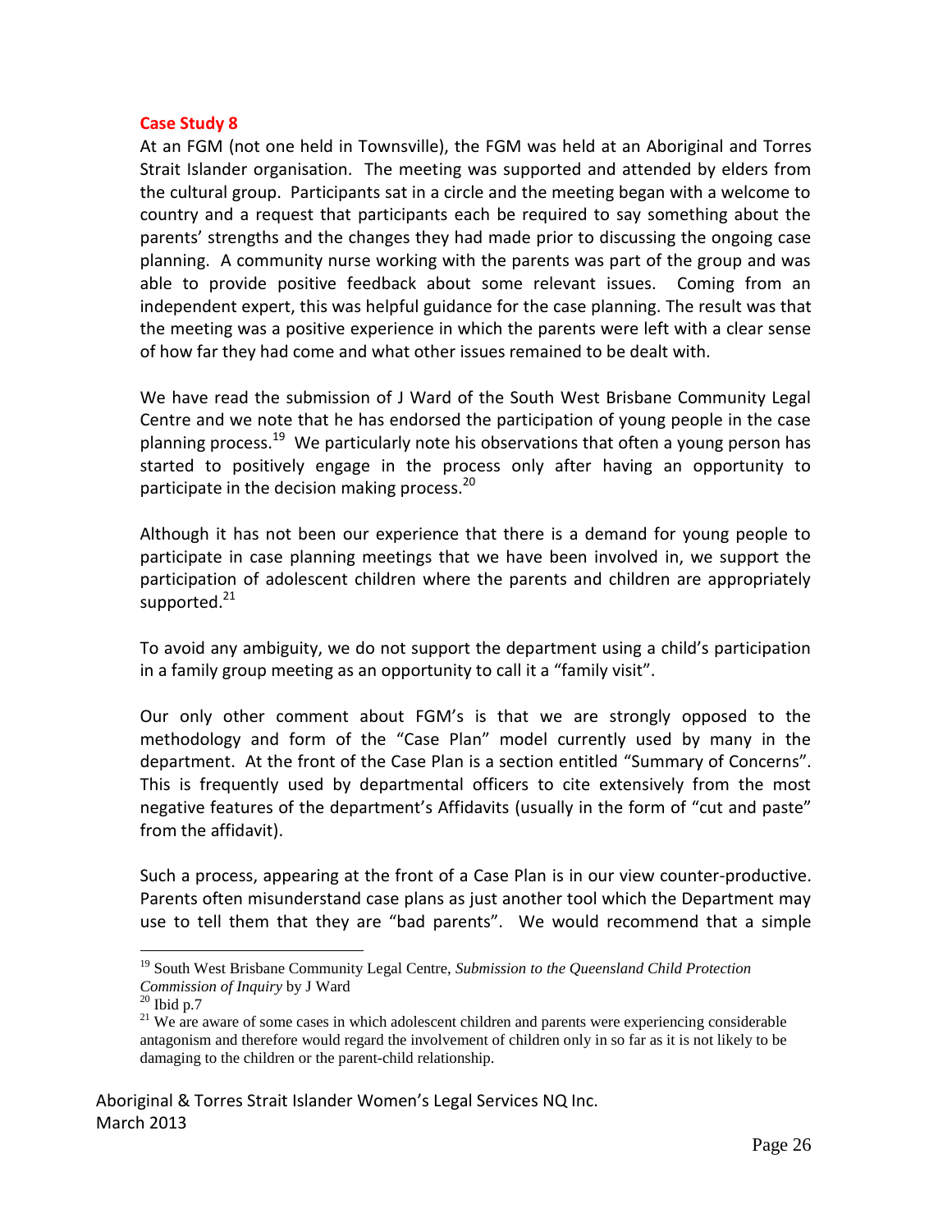**Case Study 8**

At an FGM (not one held in Townsville), the FGM was held at an Aboriginal and Torres Strait Islander organisation. The meeting was supported and attended by elders from the cultural group. Participants sat in a circle and the meeting began with a welcome to country and a request that participants each be required to say something about the parents' strengths and the changes they had made prior to discussing the ongoing case planning. A community nurse working with the parents was part of the group and was able to provide positive feedback about some relevant issues. Coming from an independent expert, this was helpful guidance for the case planning. The result was that the meeting was a positive experience in which the parents were left with a clear sense of how far they had come and what other issues remained to be dealt with.

We have read the submission of J Ward of the South West Brisbane Community Legal Centre and we note that he has endorsed the participation of young people in the case planning process.[19] We particularly note his observations that often a young person has started to positively engage in the process only after having an opportunity to participate in the decision making process.[20]

Although it has not been our experience that there is a demand for young people to participate in case planning meetings that we have been involved in, we support the participation of adolescent children where the parents and children are appropriately supported.[21]

To avoid any ambiguity, we do not support the department using a child's participation in a family group meeting as an opportunity to call it a "family visit".

Our only other comment about FGM's is that we are strongly opposed to the methodology and form of the "Case Plan" model currently used by many in the department. At the front of the Case Plan is a section entitled "Summary of Concerns". This is frequently used by departmental officers to cite extensively from the most negative features of the department's Affidavits (usually in the form of "cut and paste" from the affidavit).

Such a process, appearing at the front of a Case Plan is in our view counter-productive. Parents often misunderstand case plans as just another tool which the Department may use to tell them that they are "bad parents". We would recommend that a simple

---

[19] South West Brisbane Community Legal Centre, *Submission to the Queensland Child Protection Commission of Inquiry* by J Ward

[20] Ibid p.7

[21] We are aware of some cases in which adolescent children and parents were experiencing considerable antagonism and therefore would regard the involvement of children only in so far as it is not likely to be damaging to the children or the parent-child relationship.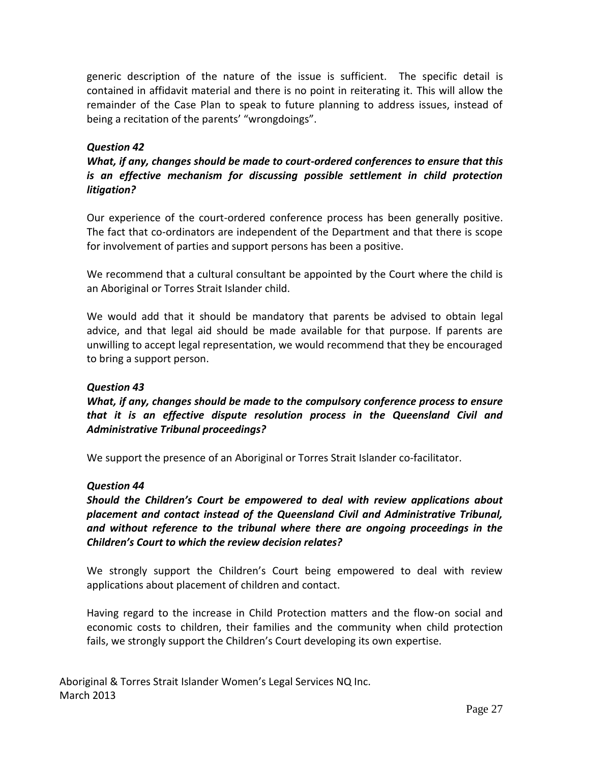generic description of the nature of the issue is sufficient. The specific detail is contained in affidavit material and there is no point in reiterating it. This will allow the remainder of the Case Plan to speak to future planning to address issues, instead of being a recitation of the parents' "wrongdoings".

***Question 42***

***What, if any, changes should be made to court-ordered conferences to ensure that this is an effective mechanism for discussing possible settlement in child protection litigation?***

Our experience of the court-ordered conference process has been generally positive. The fact that co-ordinators are independent of the Department and that there is scope for involvement of parties and support persons has been a positive.

We recommend that a cultural consultant be appointed by the Court where the child is an Aboriginal or Torres Strait Islander child.

We would add that it should be mandatory that parents be advised to obtain legal advice, and that legal aid should be made available for that purpose. If parents are unwilling to accept legal representation, we would recommend that they be encouraged to bring a support person.

***Question 43***

***What, if any, changes should be made to the compulsory conference process to ensure that it is an effective dispute resolution process in the Queensland Civil and Administrative Tribunal proceedings?***

We support the presence of an Aboriginal or Torres Strait Islander co-facilitator.

***Question 44***

***Should the Children's Court be empowered to deal with review applications about placement and contact instead of the Queensland Civil and Administrative Tribunal, and without reference to the tribunal where there are ongoing proceedings in the Children's Court to which the review decision relates?***

We strongly support the Children's Court being empowered to deal with review applications about placement of children and contact.

Having regard to the increase in Child Protection matters and the flow-on social and economic costs to children, their families and the community when child protection fails, we strongly support the Children's Court developing its own expertise.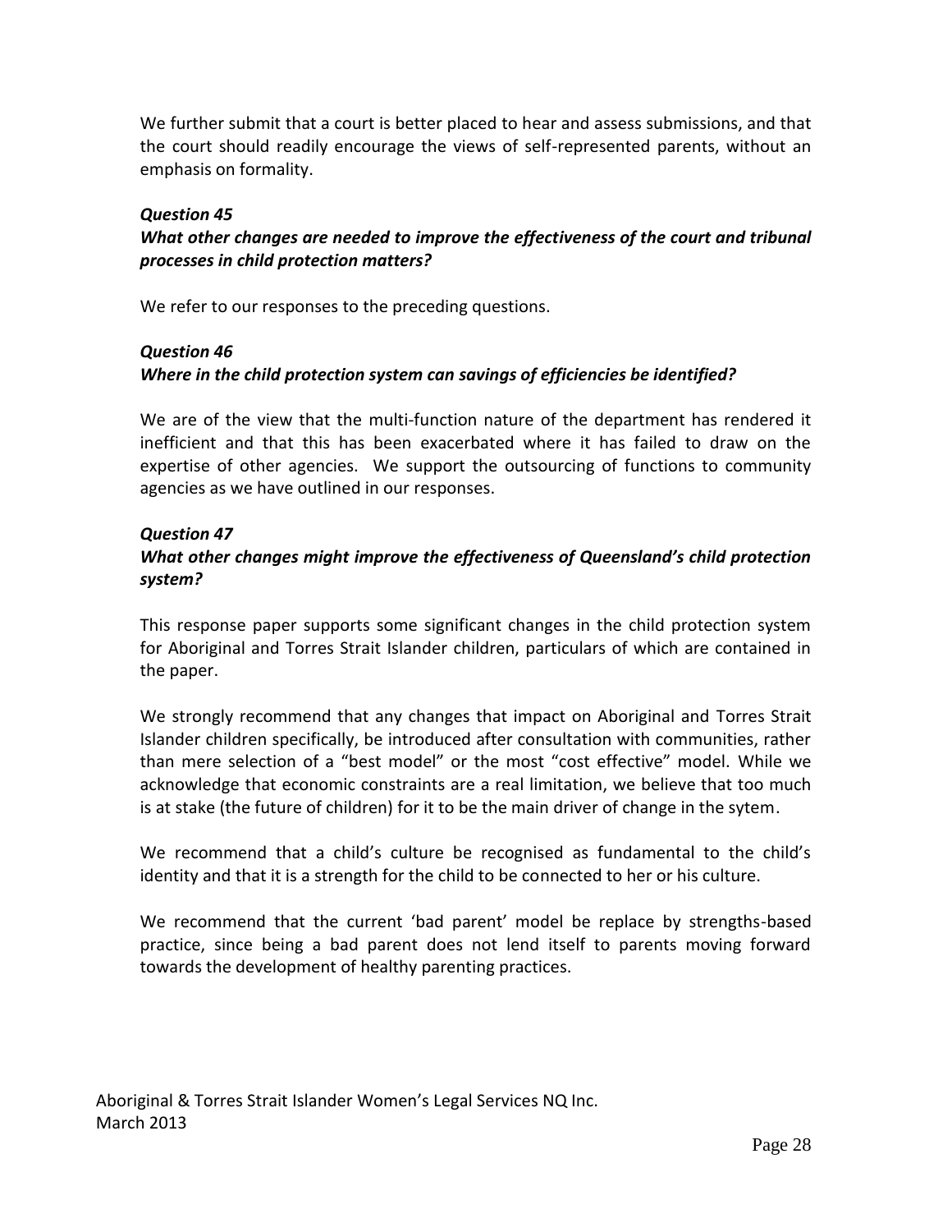We further submit that a court is better placed to hear and assess submissions, and that the court should readily encourage the views of self-represented parents, without an emphasis on formality.

***Question 45***
***What other changes are needed to improve the effectiveness of the court and tribunal processes in child protection matters?***

We refer to our responses to the preceding questions.

***Question 46***
***Where in the child protection system can savings of efficiencies be identified?***

We are of the view that the multi-function nature of the department has rendered it inefficient and that this has been exacerbated where it has failed to draw on the expertise of other agencies. We support the outsourcing of functions to community agencies as we have outlined in our responses.

***Question 47***
***What other changes might improve the effectiveness of Queensland's child protection system?***

This response paper supports some significant changes in the child protection system for Aboriginal and Torres Strait Islander children, particulars of which are contained in the paper.

We strongly recommend that any changes that impact on Aboriginal and Torres Strait Islander children specifically, be introduced after consultation with communities, rather than mere selection of a "best model" or the most "cost effective" model. While we acknowledge that economic constraints are a real limitation, we believe that too much is at stake (the future of children) for it to be the main driver of change in the sytem.

We recommend that a child's culture be recognised as fundamental to the child's identity and that it is a strength for the child to be connected to her or his culture.

We recommend that the current 'bad parent' model be replace by strengths-based practice, since being a bad parent does not lend itself to parents moving forward towards the development of healthy parenting practices.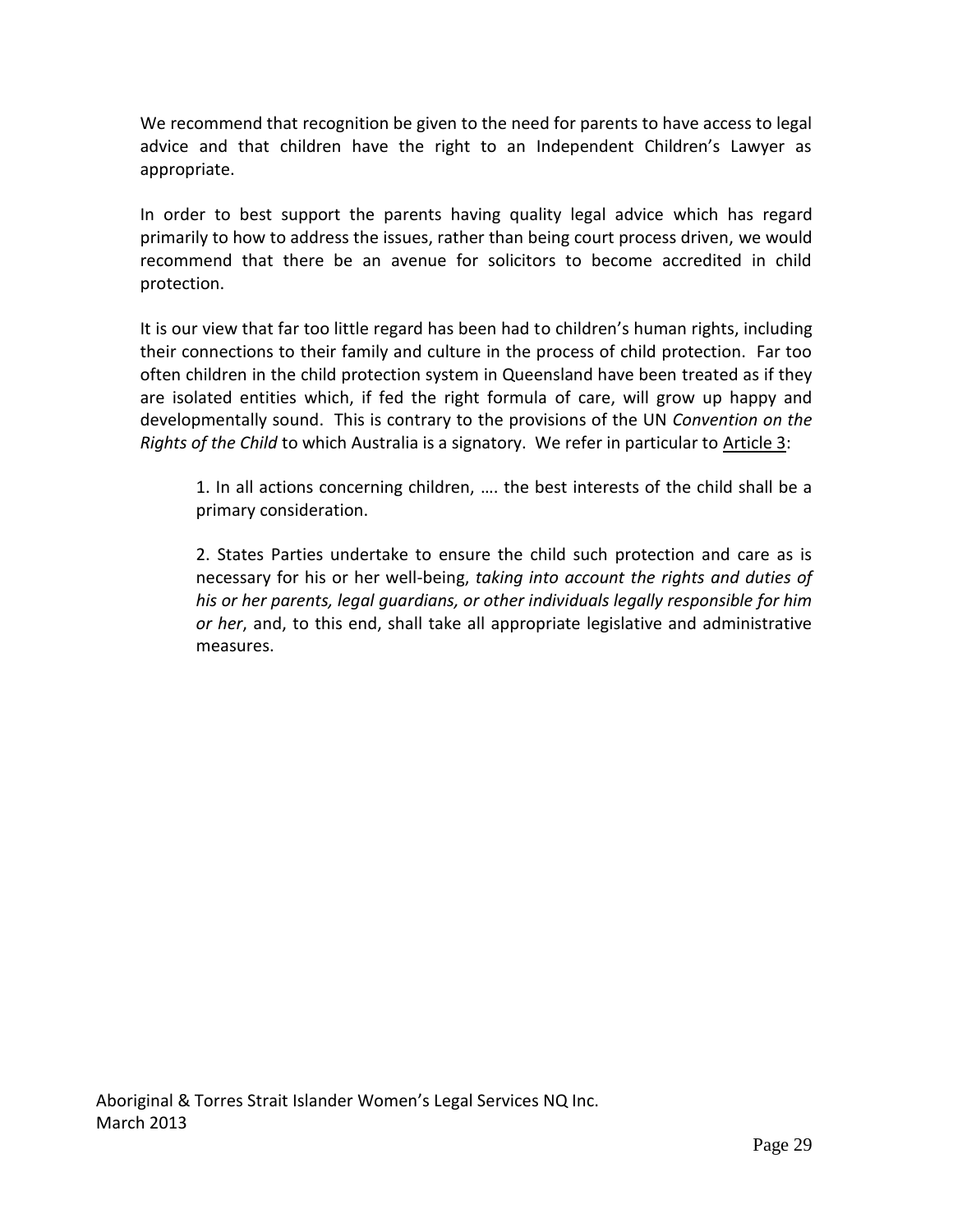We recommend that recognition be given to the need for parents to have access to legal advice and that children have the right to an Independent Children's Lawyer as appropriate.

In order to best support the parents having quality legal advice which has regard primarily to how to address the issues, rather than being court process driven, we would recommend that there be an avenue for solicitors to become accredited in child protection.

It is our view that far too little regard has been had to children's human rights, including their connections to their family and culture in the process of child protection. Far too often children in the child protection system in Queensland have been treated as if they are isolated entities which, if fed the right formula of care, will grow up happy and developmentally sound. This is contrary to the provisions of the UN *Convention on the Rights of the Child* to which Australia is a signatory. We refer in particular to Article 3:

> 1. In all actions concerning children, …. the best interests of the child shall be a primary consideration.
>
> 2. States Parties undertake to ensure the child such protection and care as is necessary for his or her well-being, *taking into account the rights and duties of his or her parents, legal guardians, or other individuals legally responsible for him or her*, and, to this end, shall take all appropriate legislative and administrative measures.

Aboriginal & Torres Strait Islander Women's Legal Services NQ Inc.
March 2013